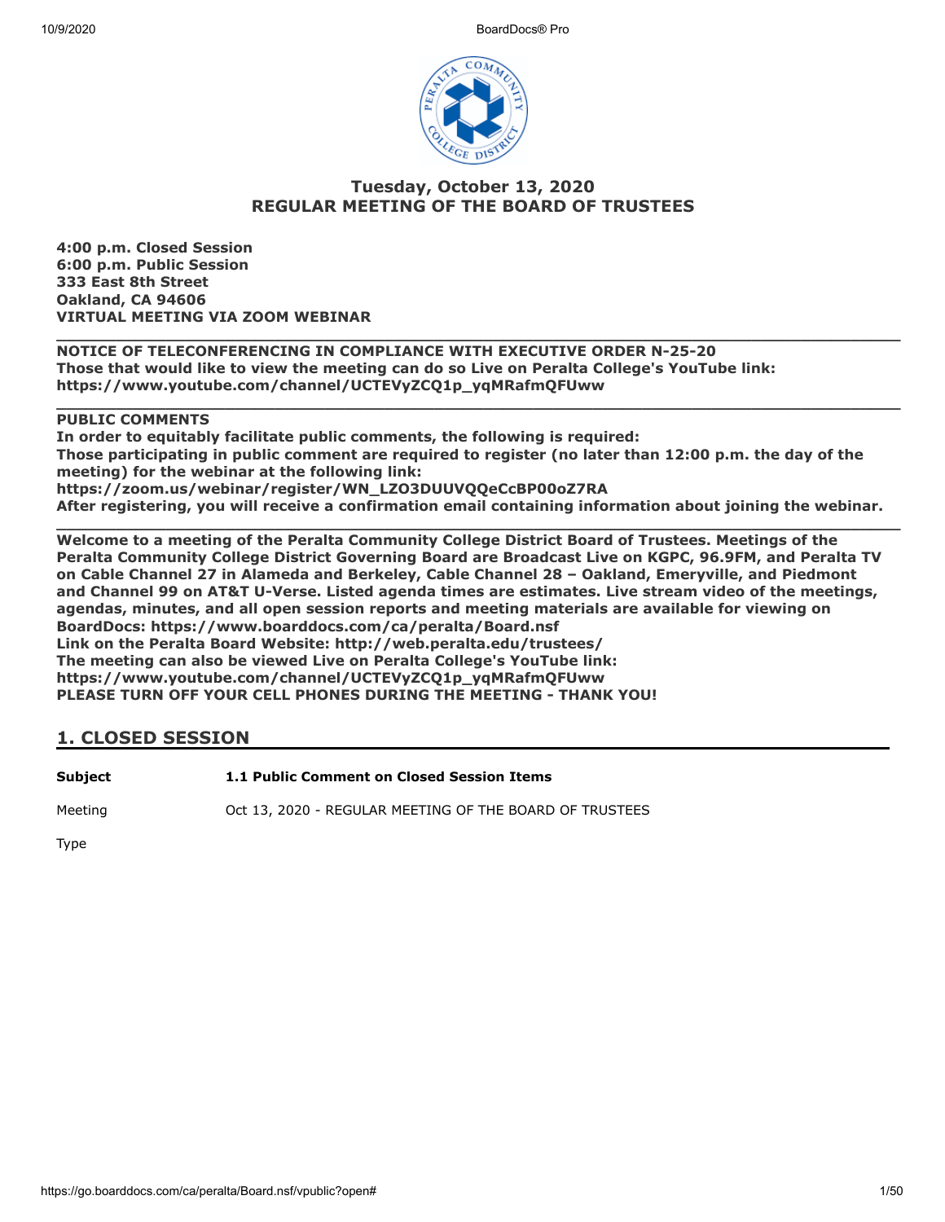## Tuesday, October 13, 2020
## REGULAR MEETING OF THE BOARD OF TRUSTEES

**4:00 p.m. Closed Session**
**6:00 p.m. Public Session**
**333 East 8th Street**
**Oakland, CA 94606**
**VIRTUAL MEETING VIA ZOOM WEBINAR**

---

**NOTICE OF TELECONFERENCING IN COMPLIANCE WITH EXECUTIVE ORDER N-25-20**
**Those that would like to view the meeting can do so Live on Peralta College's YouTube link: https://www.youtube.com/channel/UCTEVyZCQ1p_yqMRafmQFUww**

---

**PUBLIC COMMENTS**
**In order to equitably facilitate public comments, the following is required:**
**Those participating in public comment are required to register (no later than 12:00 p.m. the day of the meeting) for the webinar at the following link:**
**https://zoom.us/webinar/register/WN_LZO3DUUVQQeCcBP00oZ7RA**
**After registering, you will receive a confirmation email containing information about joining the webinar.**

---

**Welcome to a meeting of the Peralta Community College District Board of Trustees. Meetings of the Peralta Community College District Governing Board are Broadcast Live on KGPC, 96.9FM, and Peralta TV on Cable Channel 27 in Alameda and Berkeley, Cable Channel 28 – Oakland, Emeryville, and Piedmont and Channel 99 on AT&T U-Verse. Listed agenda times are estimates. Live stream video of the meetings, agendas, minutes, and all open session reports and meeting materials are available for viewing on BoardDocs: https://www.boarddocs.com/ca/peralta/Board.nsf**
**Link on the Peralta Board Website: http://web.peralta.edu/trustees/**
**The meeting can also be viewed Live on Peralta College's YouTube link: https://www.youtube.com/channel/UCTEVyZCQ1p_yqMRafmQFUww**
**PLEASE TURN OFF YOUR CELL PHONES DURING THE MEETING - THANK YOU!**

## 1. CLOSED SESSION

**Subject** **1.1 Public Comment on Closed Session Items**

Meeting Oct 13, 2020 - REGULAR MEETING OF THE BOARD OF TRUSTEES

Type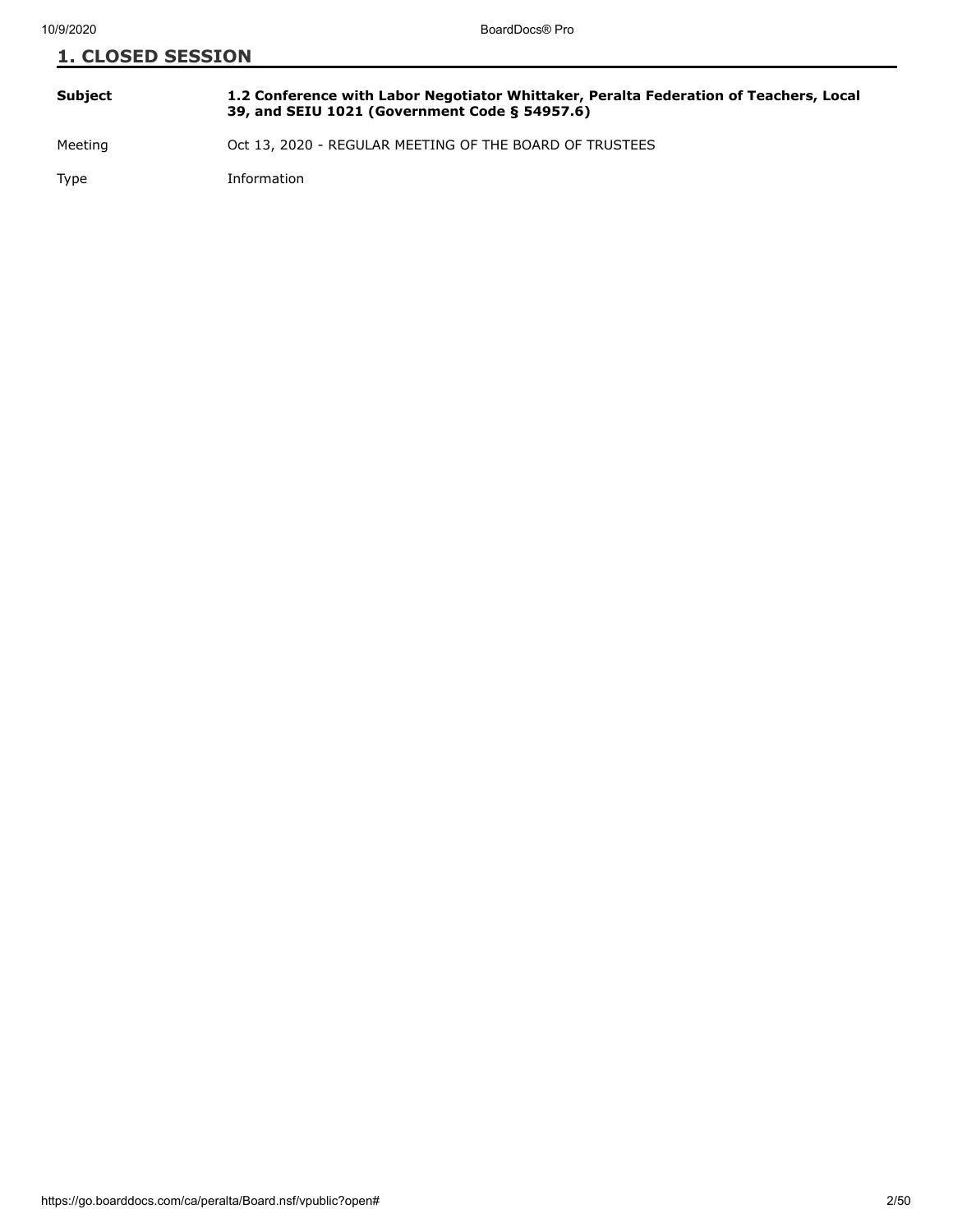## 1. CLOSED SESSION

| | |
|---|---|
| **Subject** | **1.2 Conference with Labor Negotiator Whittaker, Peralta Federation of Teachers, Local 39, and SEIU 1021 (Government Code § 54957.6)** |
| Meeting | Oct 13, 2020 - REGULAR MEETING OF THE BOARD OF TRUSTEES |
| Type | Information |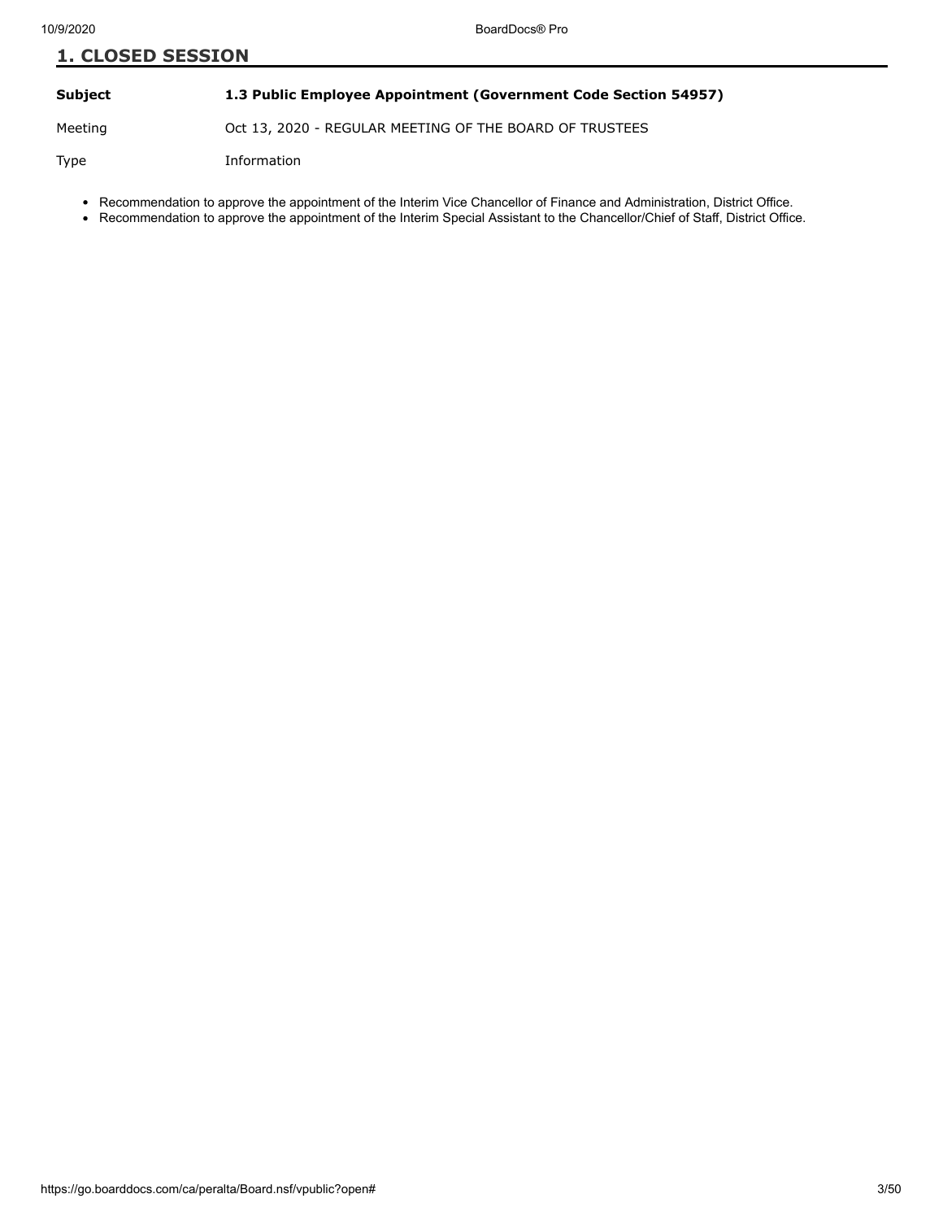## 1. CLOSED SESSION

| | |
|---|---|
| **Subject** | **1.3 Public Employee Appointment (Government Code Section 54957)** |
| Meeting | Oct 13, 2020 - REGULAR MEETING OF THE BOARD OF TRUSTEES |
| Type | Information |

- Recommendation to approve the appointment of the Interim Vice Chancellor of Finance and Administration, District Office.
- Recommendation to approve the appointment of the Interim Special Assistant to the Chancellor/Chief of Staff, District Office.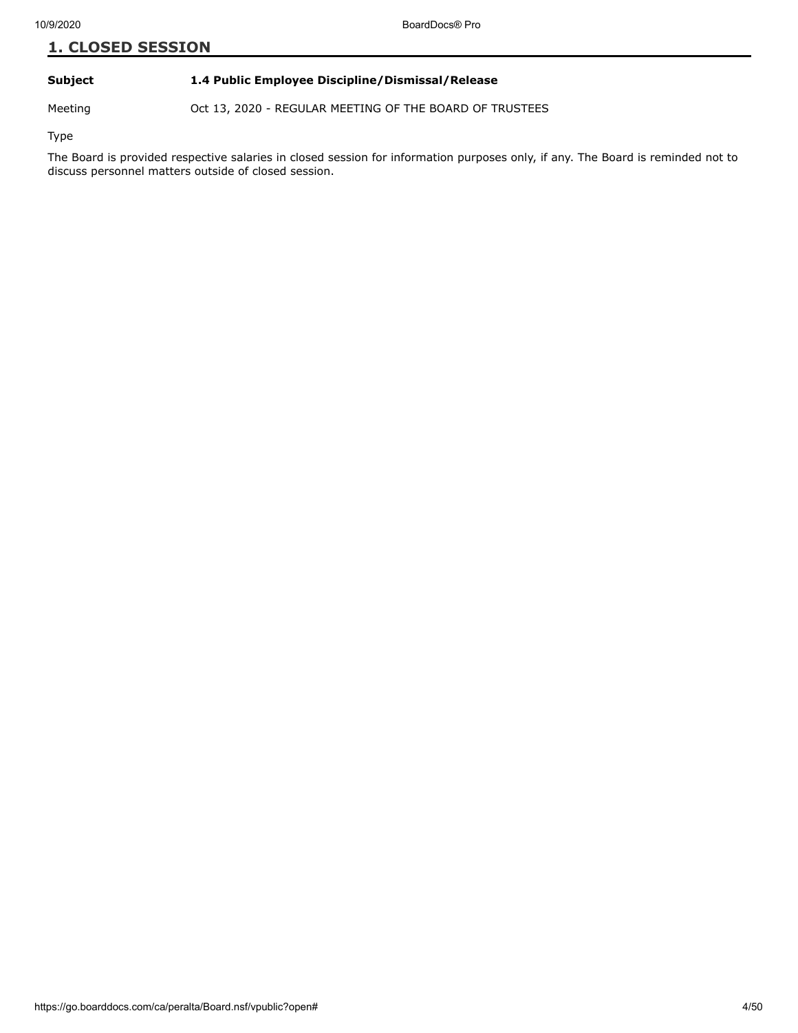## 1. CLOSED SESSION

**Subject** **1.4 Public Employee Discipline/Dismissal/Release**

Meeting Oct 13, 2020 - REGULAR MEETING OF THE BOARD OF TRUSTEES

Type

The Board is provided respective salaries in closed session for information purposes only, if any. The Board is reminded not to discuss personnel matters outside of closed session.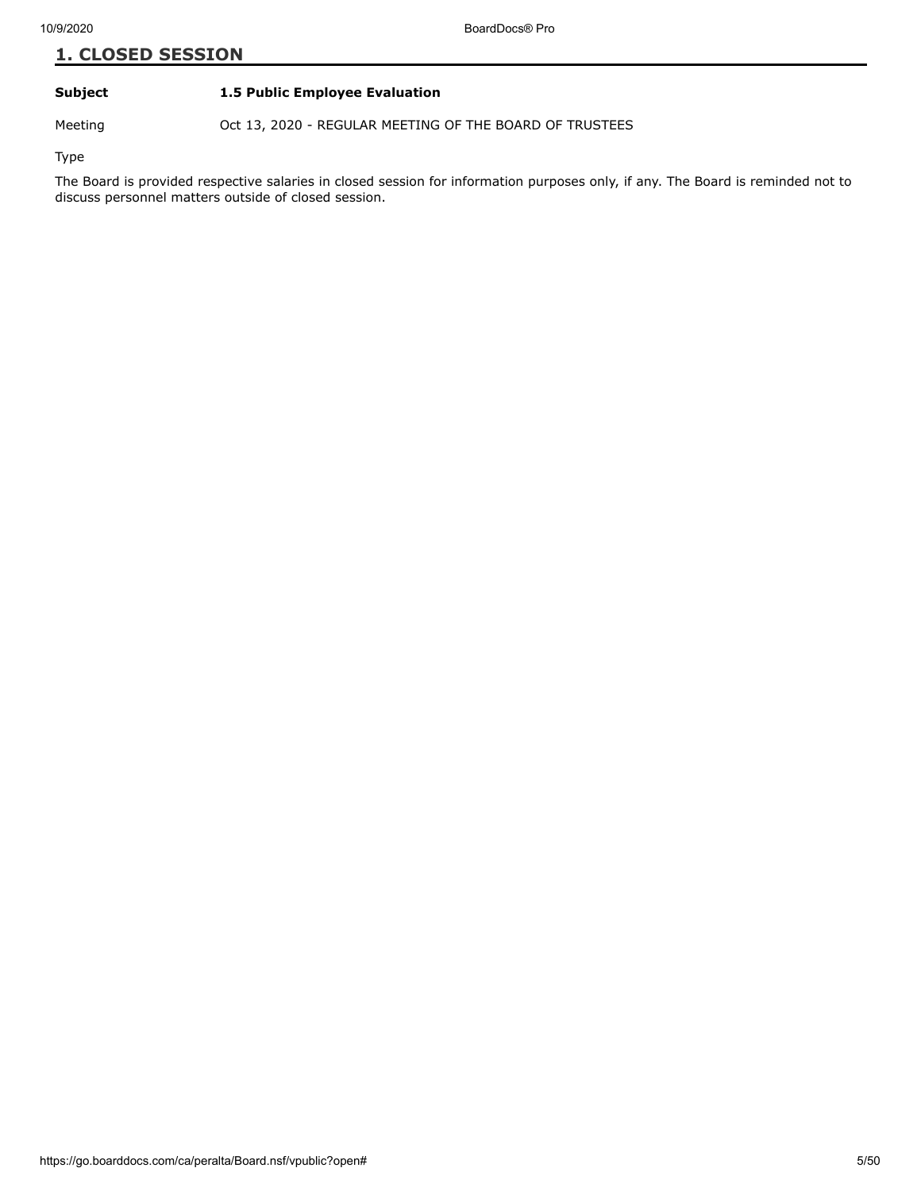## 1. CLOSED SESSION

**Subject** **1.5 Public Employee Evaluation**

Meeting Oct 13, 2020 - REGULAR MEETING OF THE BOARD OF TRUSTEES

Type

The Board is provided respective salaries in closed session for information purposes only, if any. The Board is reminded not to discuss personnel matters outside of closed session.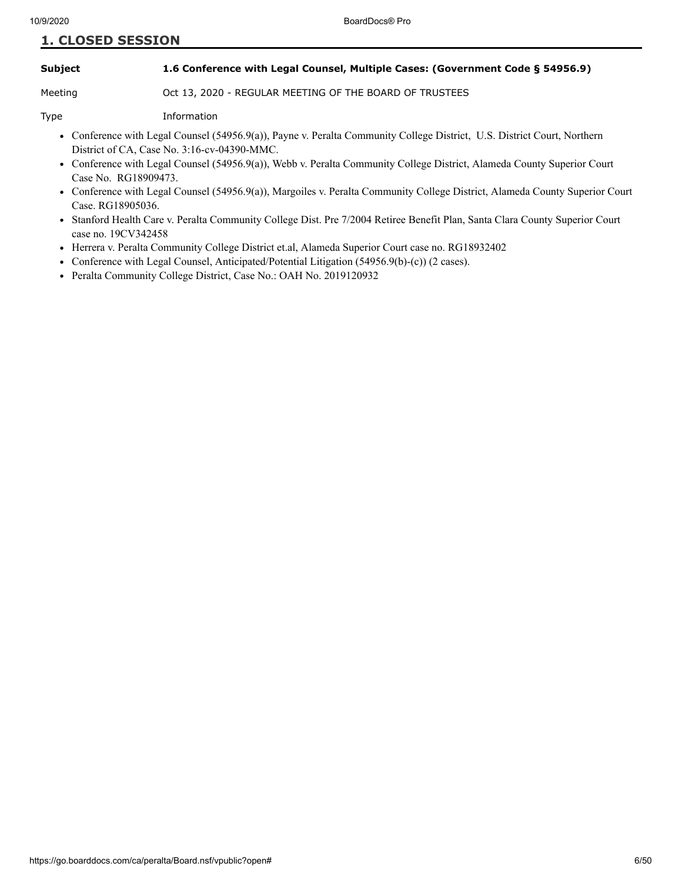## 1. CLOSED SESSION

**Subject** **1.6 Conference with Legal Counsel, Multiple Cases: (Government Code § 54956.9)**

Meeting Oct 13, 2020 - REGULAR MEETING OF THE BOARD OF TRUSTEES

Type Information

- Conference with Legal Counsel (54956.9(a)), Payne v. Peralta Community College District, U.S. District Court, Northern District of CA, Case No. 3:16-cv-04390-MMC.
- Conference with Legal Counsel (54956.9(a)), Webb v. Peralta Community College District, Alameda County Superior Court Case No. RG18909473.
- Conference with Legal Counsel (54956.9(a)), Margoiles v. Peralta Community College District, Alameda County Superior Court Case. RG18905036.
- Stanford Health Care v. Peralta Community College Dist. Pre 7/2004 Retiree Benefit Plan, Santa Clara County Superior Court case no. 19CV342458
- Herrera v. Peralta Community College District et.al, Alameda Superior Court case no. RG18932402
- Conference with Legal Counsel, Anticipated/Potential Litigation (54956.9(b)-(c)) (2 cases).
- Peralta Community College District, Case No.: OAH No. 2019120932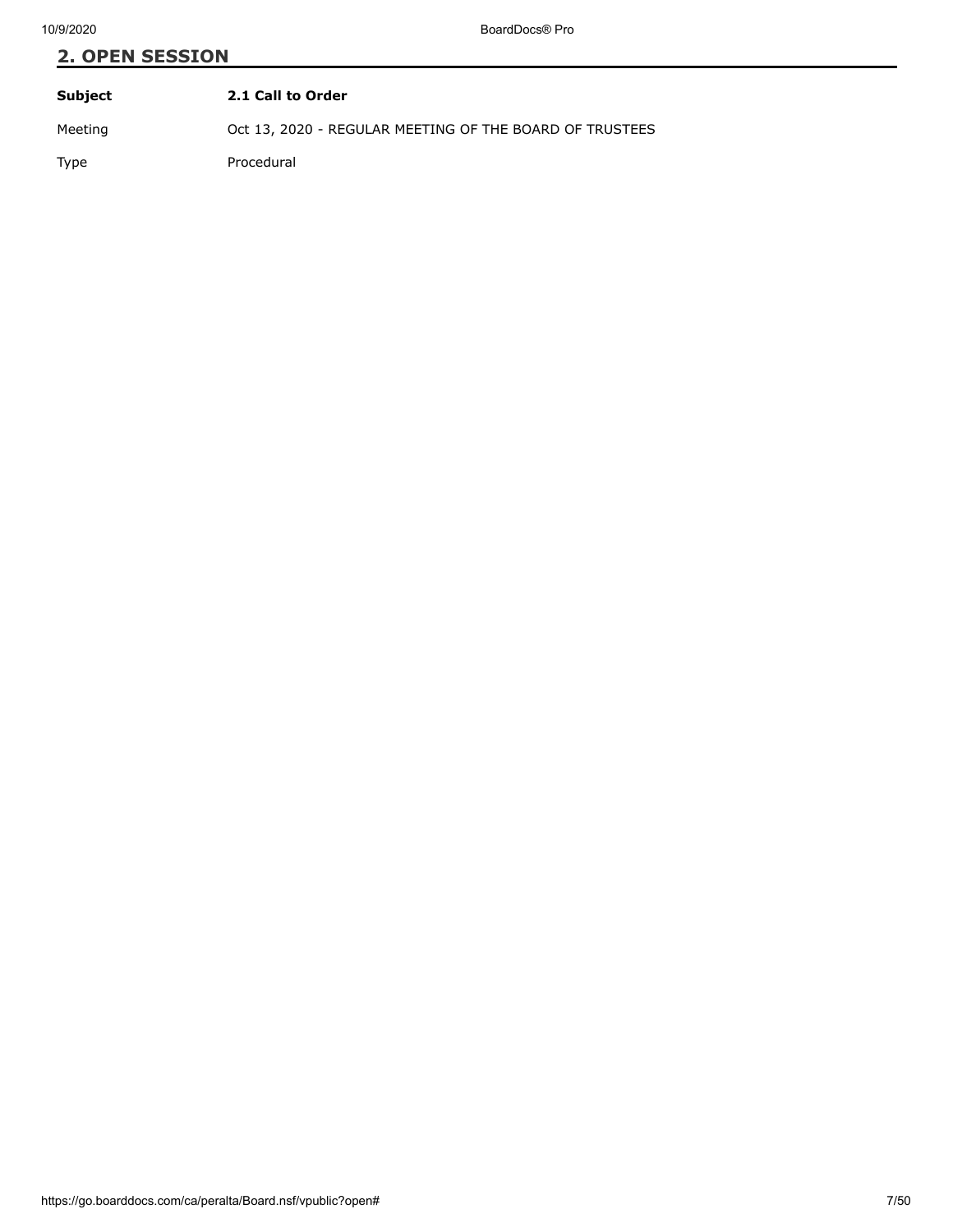## 2. OPEN SESSION

| **Subject** | **2.1 Call to Order** |
| --- | --- |
| Meeting | Oct 13, 2020 - REGULAR MEETING OF THE BOARD OF TRUSTEES |
| Type | Procedural |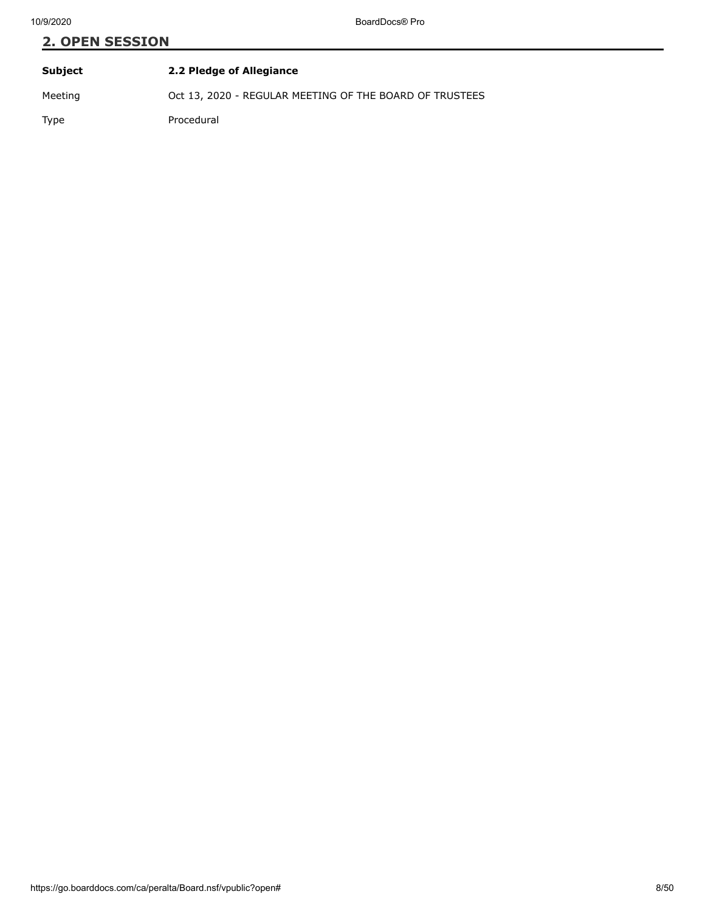## 2. OPEN SESSION

| | |
|---|---|
| **Subject** | **2.2 Pledge of Allegiance** |
| Meeting | Oct 13, 2020 - REGULAR MEETING OF THE BOARD OF TRUSTEES |
| Type | Procedural |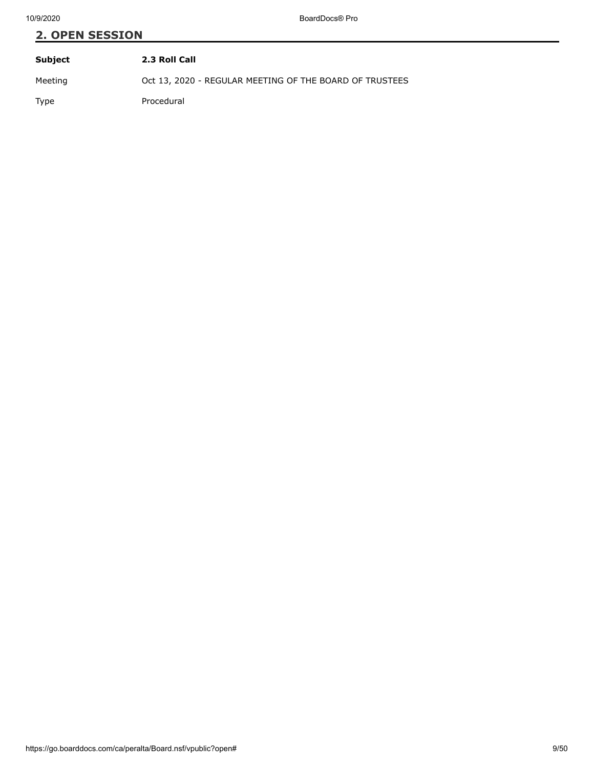## 2. OPEN SESSION

| | |
|---|---|
| **Subject** | **2.3 Roll Call** |
| Meeting | Oct 13, 2020 - REGULAR MEETING OF THE BOARD OF TRUSTEES |
| Type | Procedural |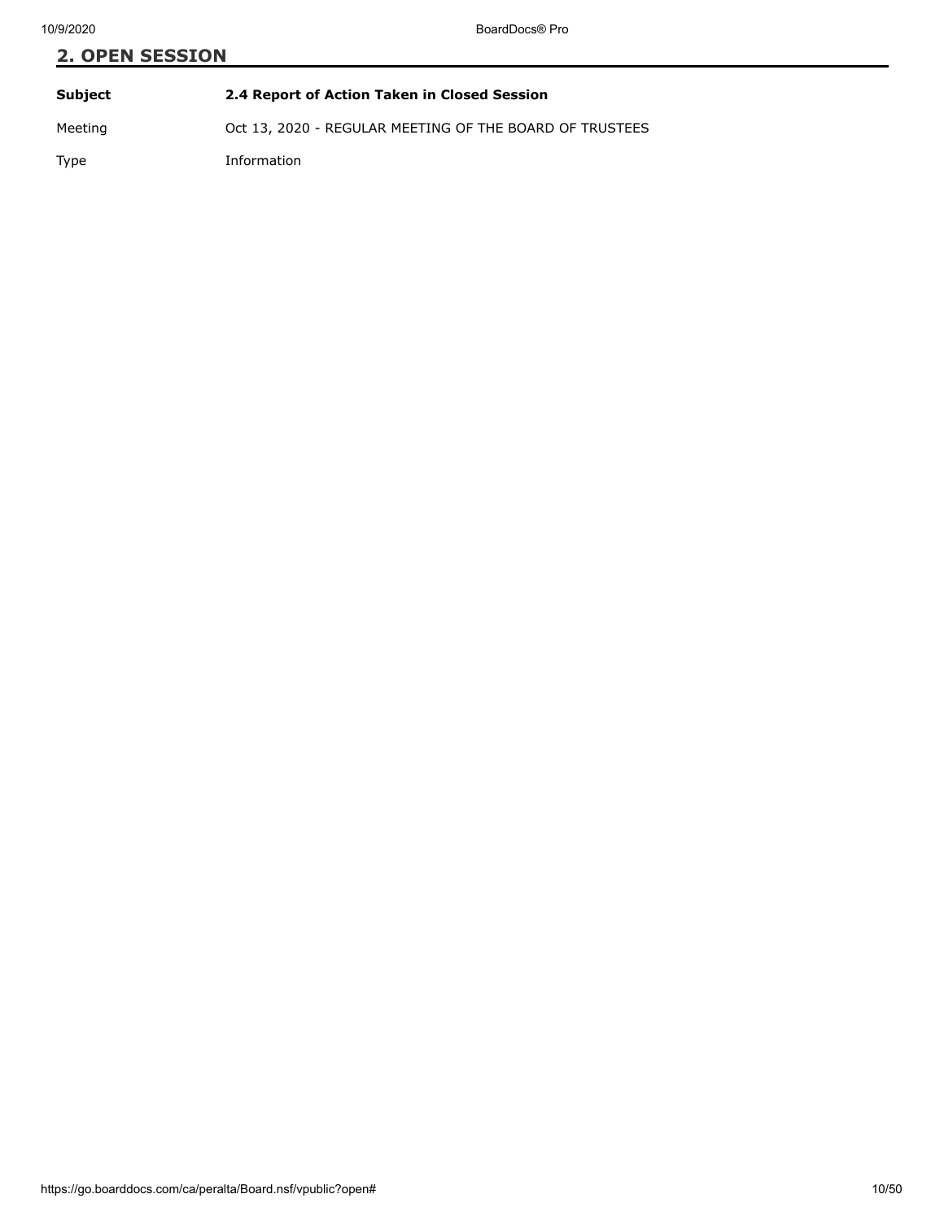## 2. OPEN SESSION

| | |
|---|---|
| **Subject** | **2.4 Report of Action Taken in Closed Session** |
| Meeting | Oct 13, 2020 - REGULAR MEETING OF THE BOARD OF TRUSTEES |
| Type | Information |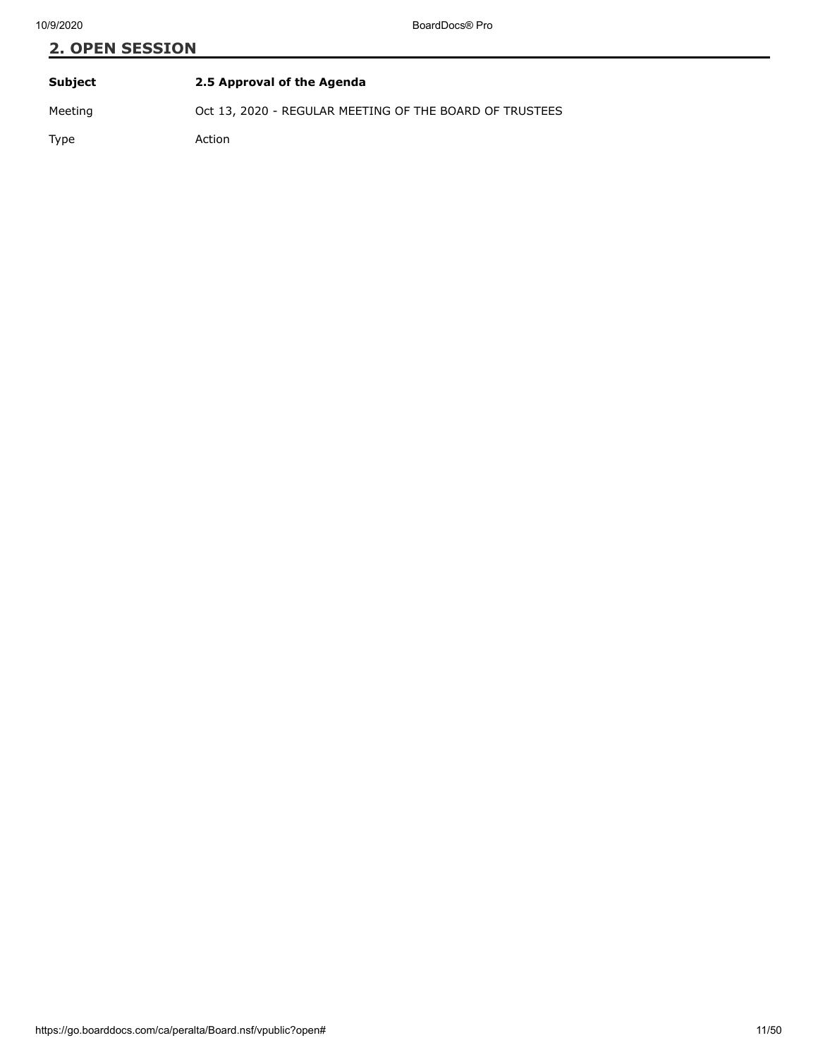## 2. OPEN SESSION

| | |
|---|---|
| **Subject** | **2.5 Approval of the Agenda** |
| Meeting | Oct 13, 2020 - REGULAR MEETING OF THE BOARD OF TRUSTEES |
| Type | Action |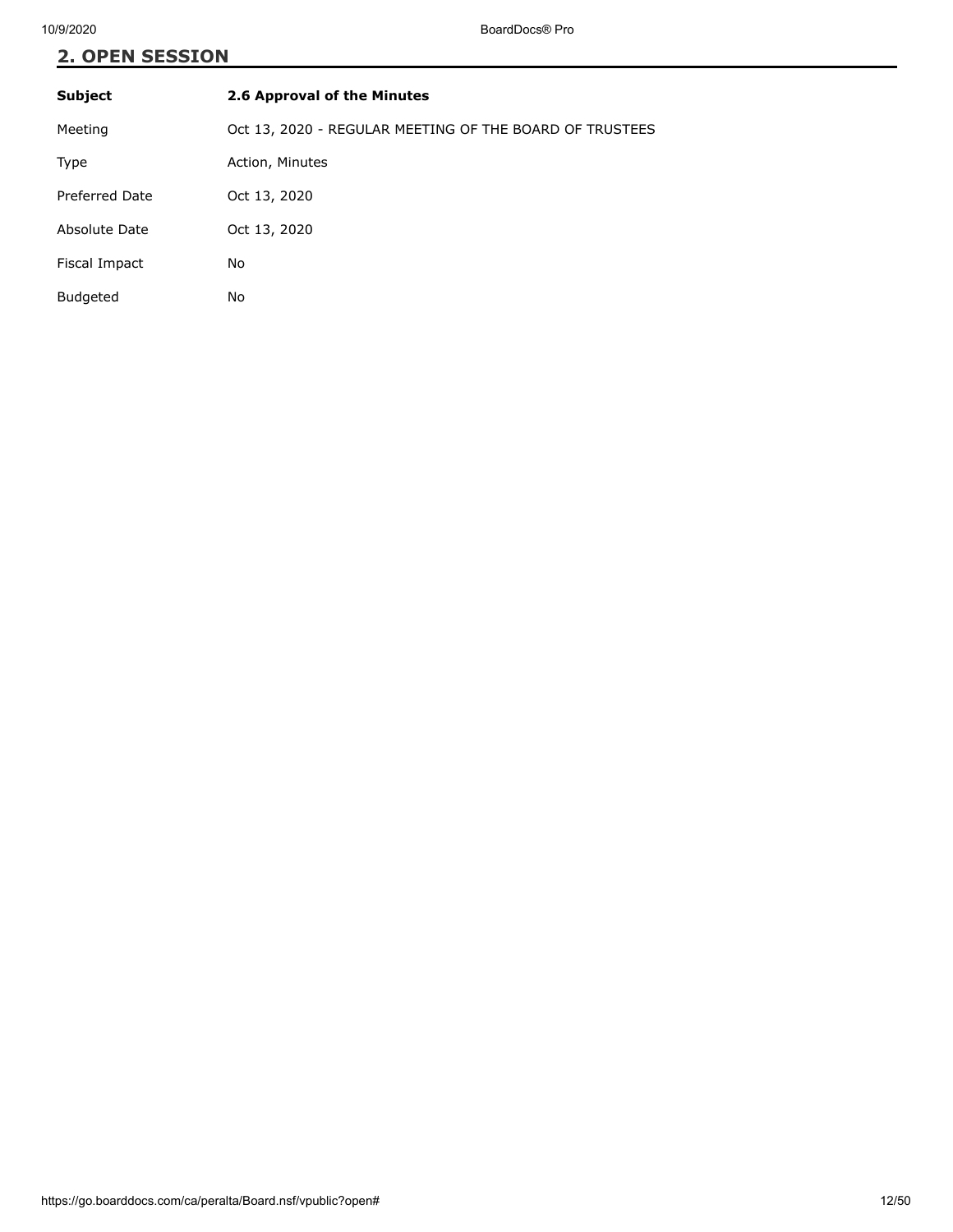## 2. OPEN SESSION

| **Subject** | **2.6 Approval of the Minutes** |
| --- | --- |
| Meeting | Oct 13, 2020 - REGULAR MEETING OF THE BOARD OF TRUSTEES |
| Type | Action, Minutes |
| Preferred Date | Oct 13, 2020 |
| Absolute Date | Oct 13, 2020 |
| Fiscal Impact | No |
| Budgeted | No |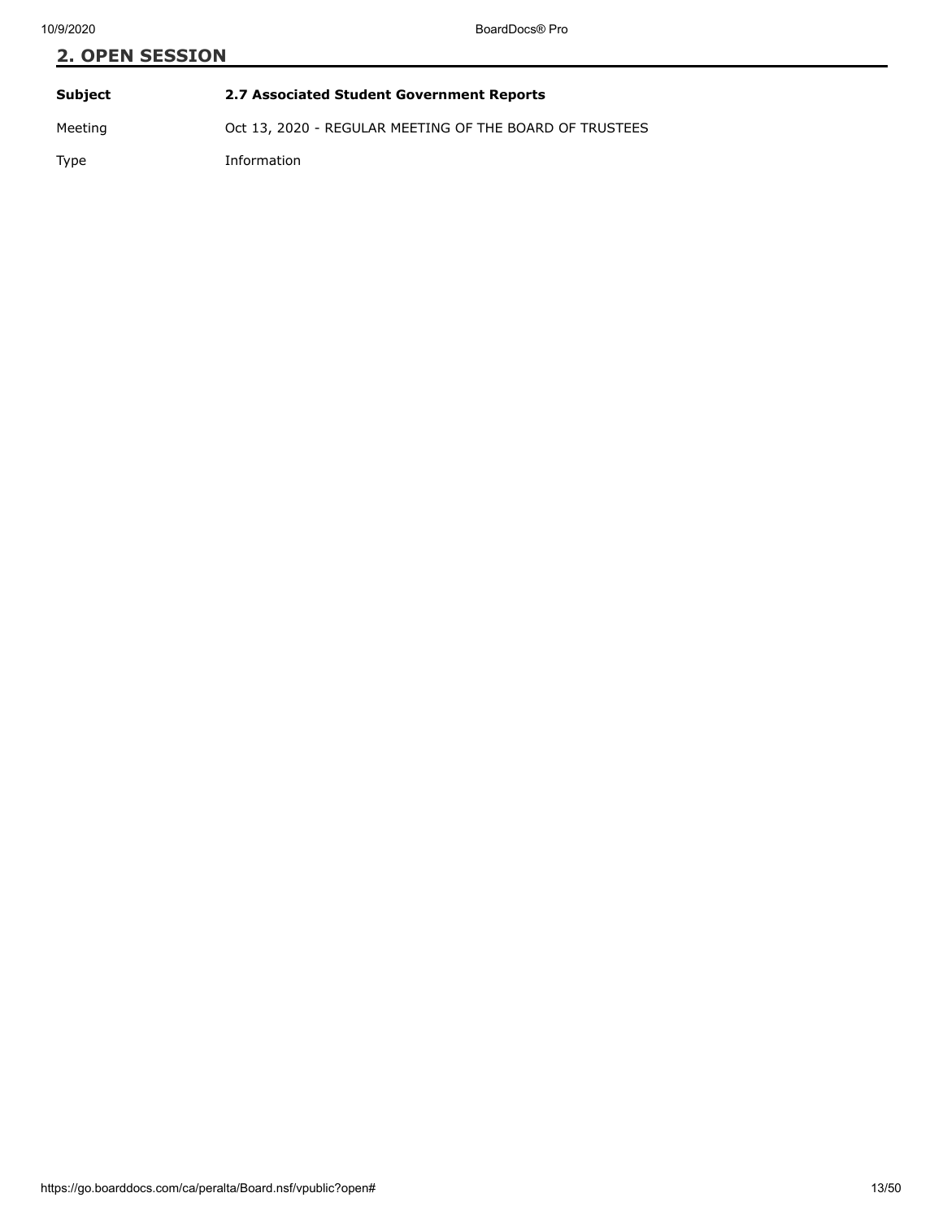## 2. OPEN SESSION

| **Subject** | **2.7 Associated Student Government Reports** |
|---|---|
| Meeting | Oct 13, 2020 - REGULAR MEETING OF THE BOARD OF TRUSTEES |
| Type | Information |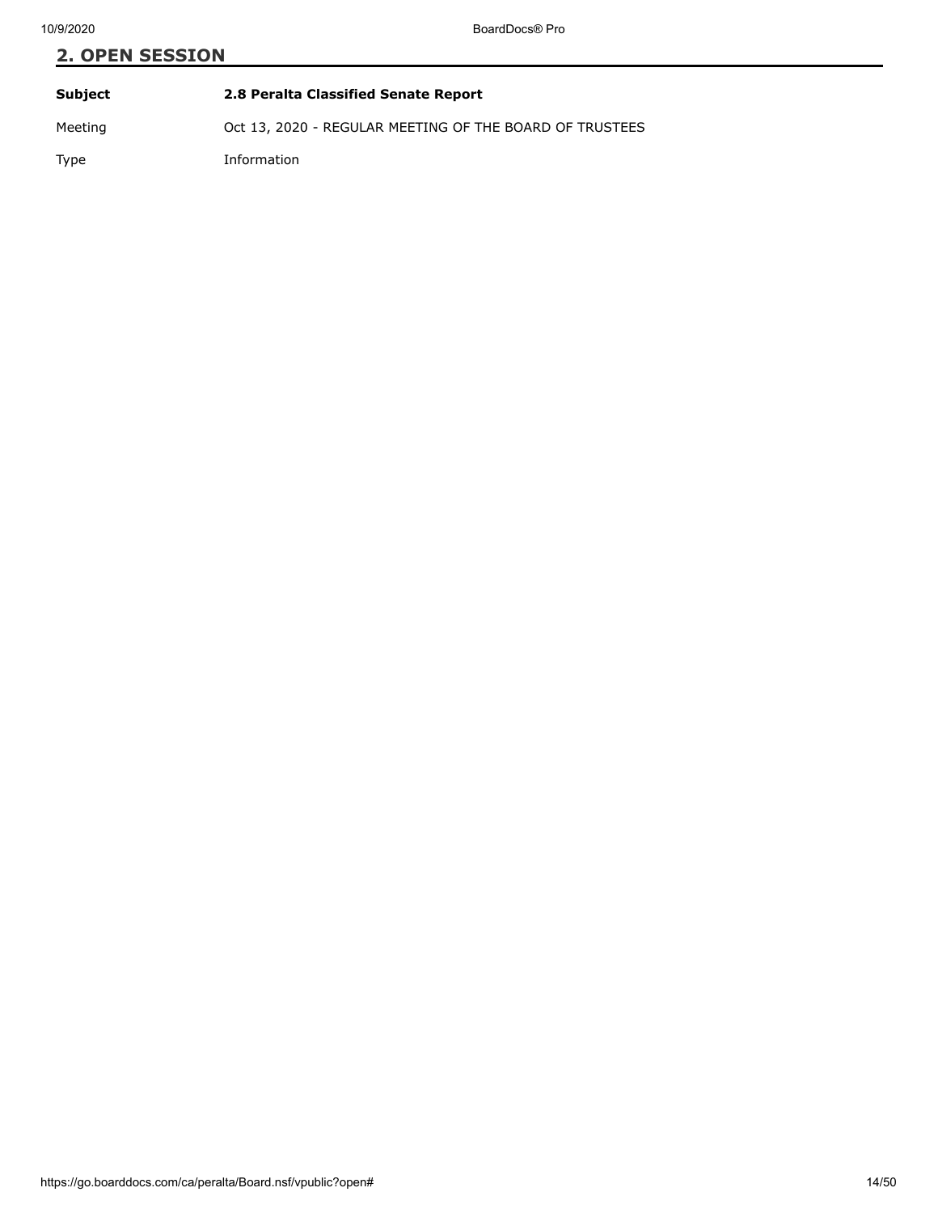## 2. OPEN SESSION

| | |
|---|---|
| **Subject** | **2.8 Peralta Classified Senate Report** |
| Meeting | Oct 13, 2020 - REGULAR MEETING OF THE BOARD OF TRUSTEES |
| Type | Information |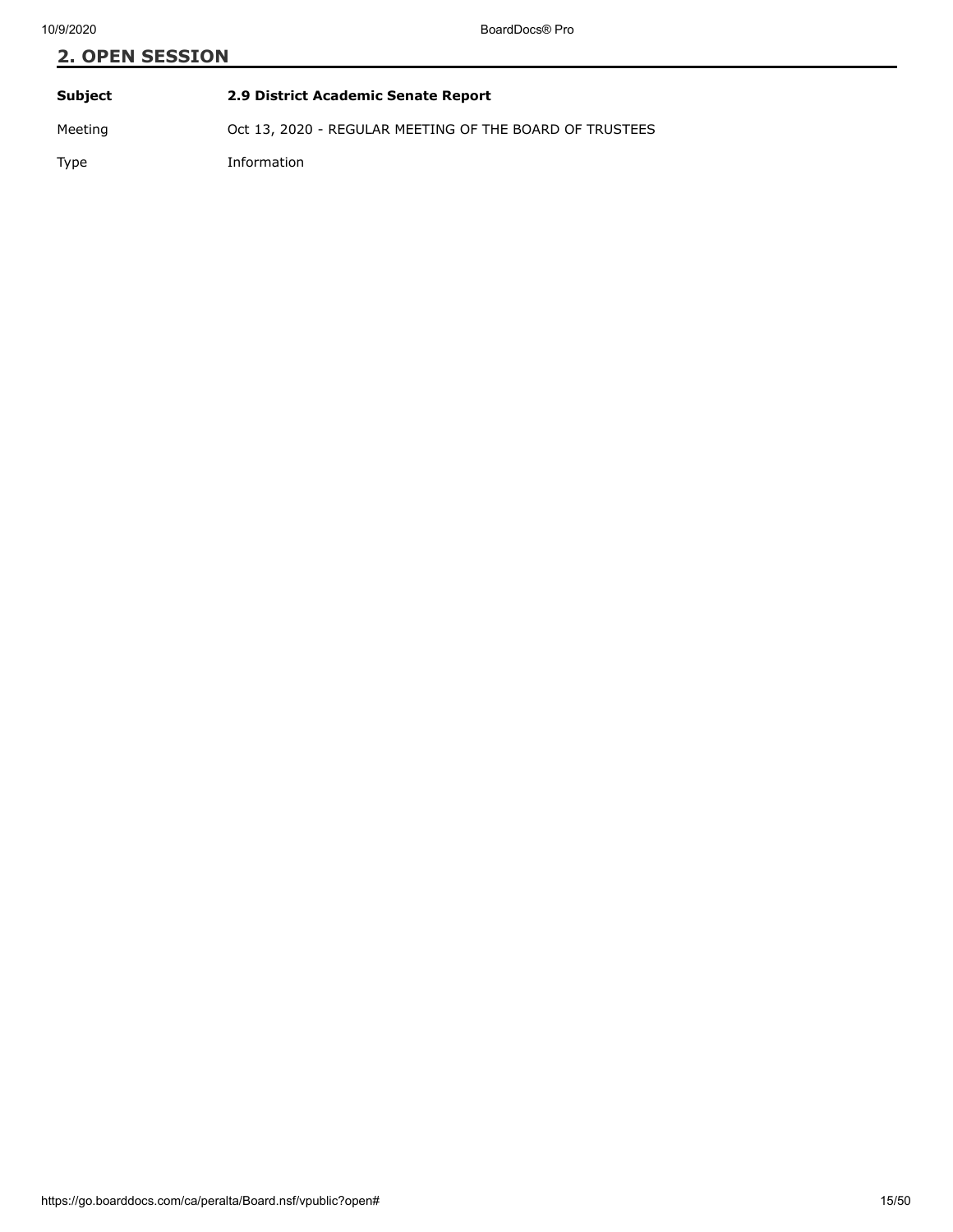## 2. OPEN SESSION

| | |
|---|---|
| **Subject** | **2.9 District Academic Senate Report** |
| Meeting | Oct 13, 2020 - REGULAR MEETING OF THE BOARD OF TRUSTEES |
| Type | Information |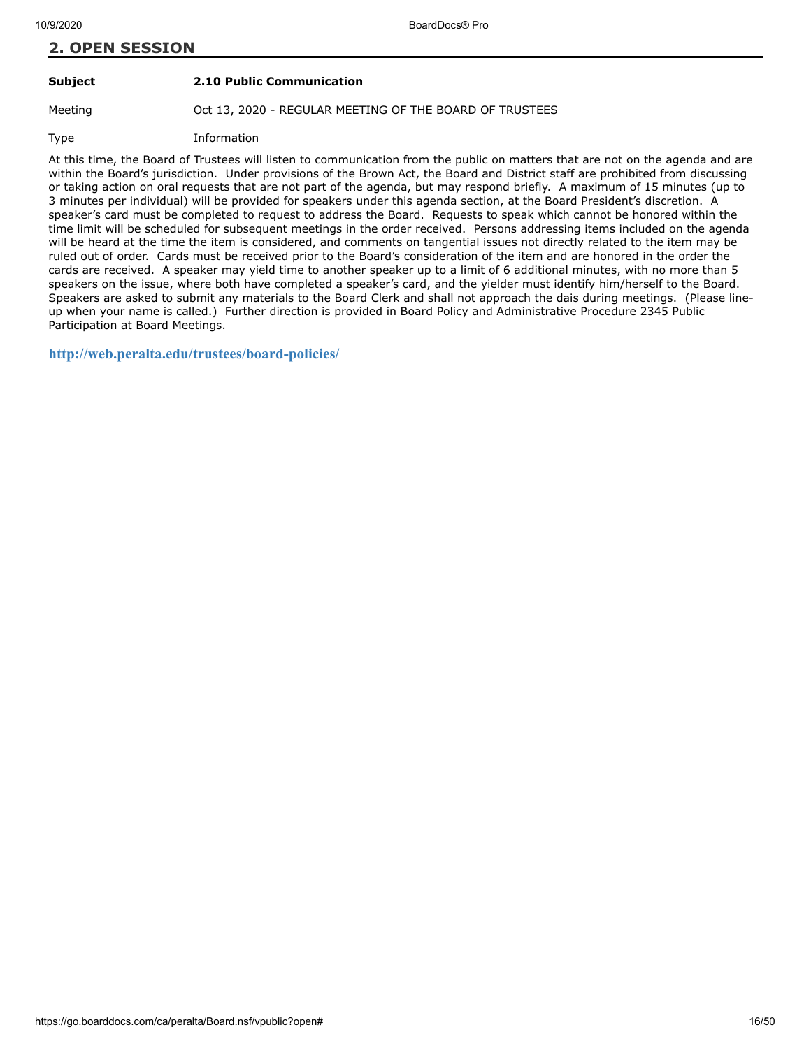## 2. OPEN SESSION

| | |
|---|---|
| **Subject** | **2.10 Public Communication** |
| Meeting | Oct 13, 2020 - REGULAR MEETING OF THE BOARD OF TRUSTEES |
| Type | Information |

At this time, the Board of Trustees will listen to communication from the public on matters that are not on the agenda and are within the Board's jurisdiction. Under provisions of the Brown Act, the Board and District staff are prohibited from discussing or taking action on oral requests that are not part of the agenda, but may respond briefly. A maximum of 15 minutes (up to 3 minutes per individual) will be provided for speakers under this agenda section, at the Board President's discretion. A speaker's card must be completed to request to address the Board. Requests to speak which cannot be honored within the time limit will be scheduled for subsequent meetings in the order received. Persons addressing items included on the agenda will be heard at the time the item is considered, and comments on tangential issues not directly related to the item may be ruled out of order. Cards must be received prior to the Board's consideration of the item and are honored in the order the cards are received. A speaker may yield time to another speaker up to a limit of 6 additional minutes, with no more than 5 speakers on the issue, where both have completed a speaker's card, and the yielder must identify him/herself to the Board. Speakers are asked to submit any materials to the Board Clerk and shall not approach the dais during meetings. (Please line-up when your name is called.) Further direction is provided in Board Policy and Administrative Procedure 2345 Public Participation at Board Meetings.

**http://web.peralta.edu/trustees/board-policies/**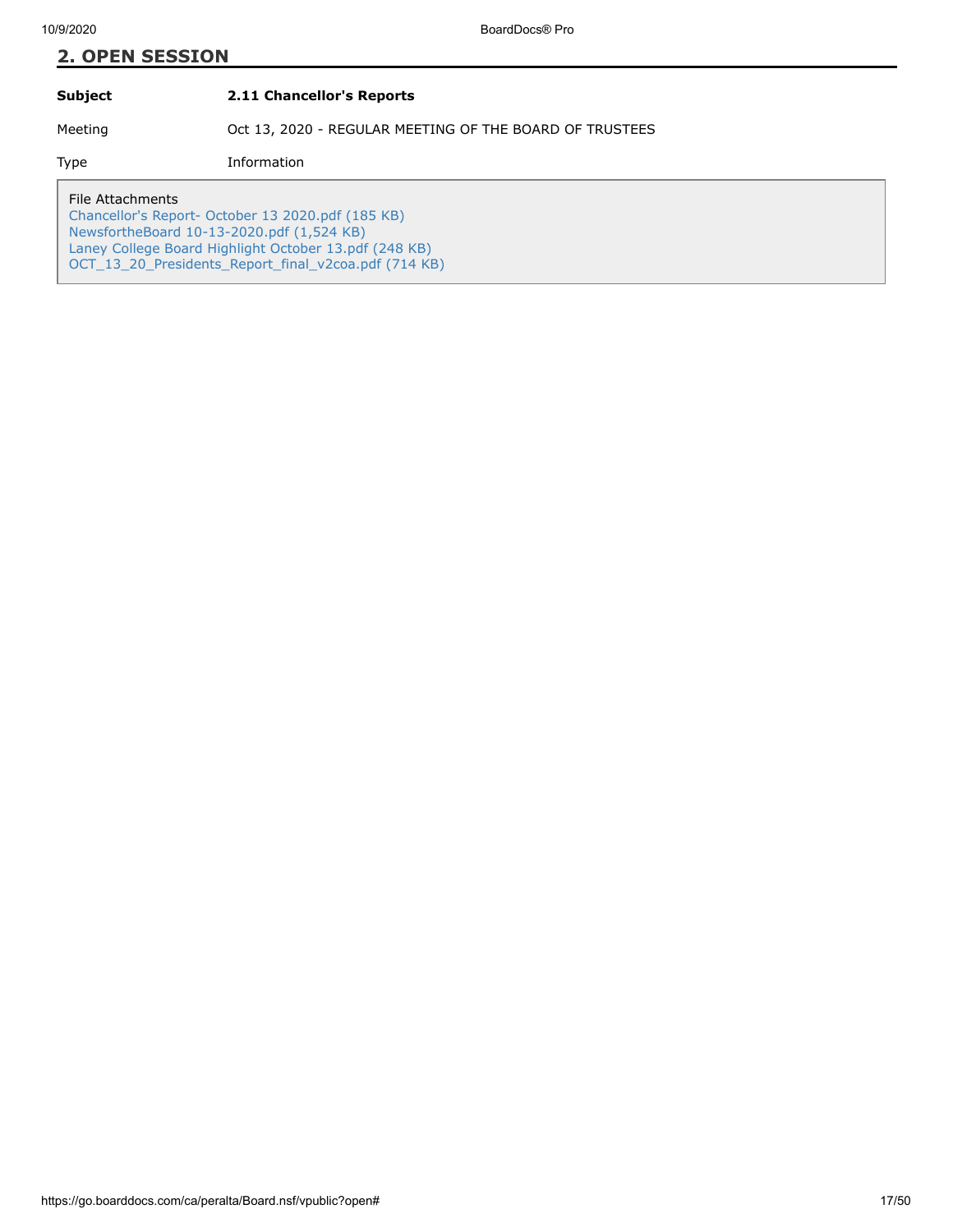## 2. OPEN SESSION

| | |
|---|---|
| **Subject** | **2.11 Chancellor's Reports** |
| Meeting | Oct 13, 2020 - REGULAR MEETING OF THE BOARD OF TRUSTEES |
| Type | Information |

File Attachments

Chancellor's Report- October 13 2020.pdf (185 KB)
NewsfortheBoard 10-13-2020.pdf (1,524 KB)
Laney College Board Highlight October 13.pdf (248 KB)
OCT_13_20_Presidents_Report_final_v2coa.pdf (714 KB)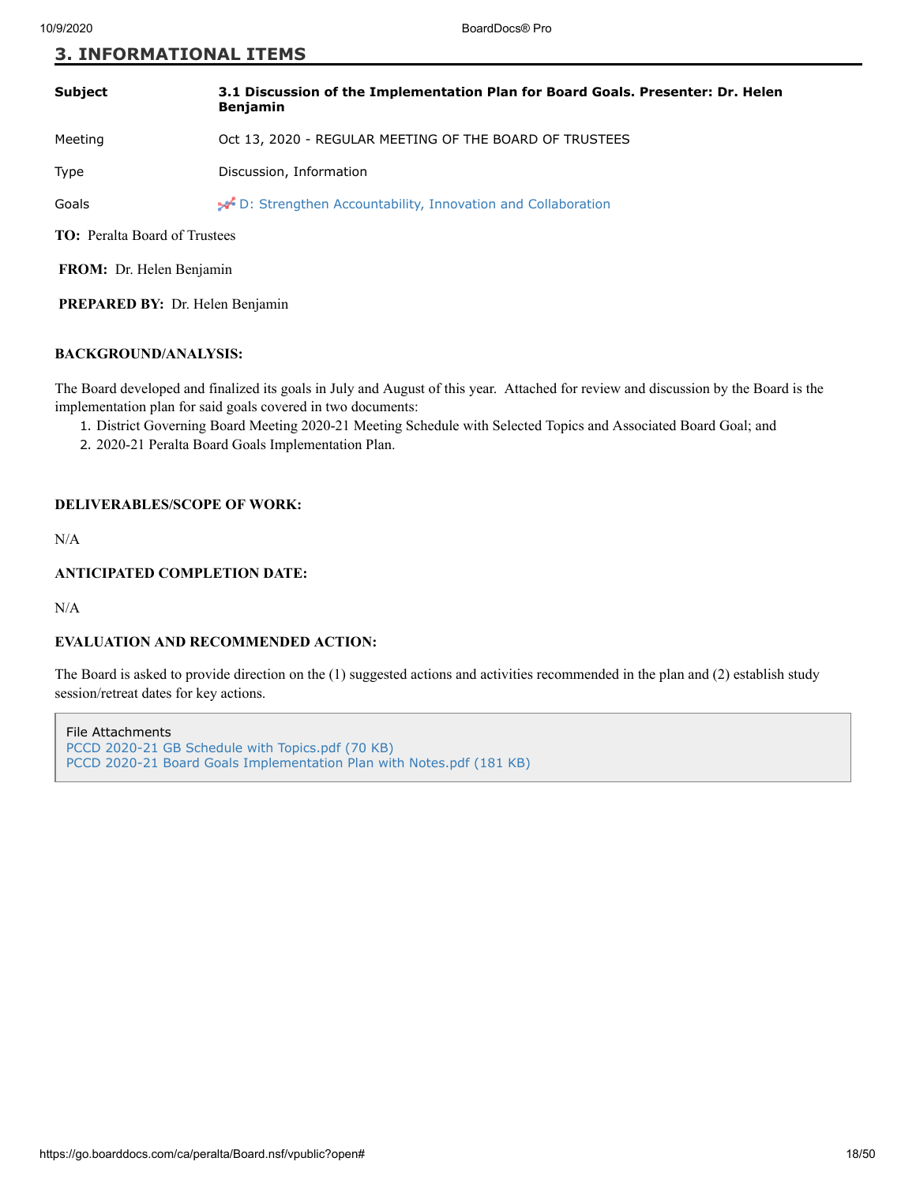## 3. INFORMATIONAL ITEMS

| | |
|---|---|
| **Subject** | **3.1 Discussion of the Implementation Plan for Board Goals. Presenter: Dr. Helen Benjamin** |
| Meeting | Oct 13, 2020 - REGULAR MEETING OF THE BOARD OF TRUSTEES |
| Type | Discussion, Information |
| Goals | D: Strengthen Accountability, Innovation and Collaboration |

**TO:** Peralta Board of Trustees

**FROM:** Dr. Helen Benjamin

**PREPARED BY:** Dr. Helen Benjamin

**BACKGROUND/ANALYSIS:**

The Board developed and finalized its goals in July and August of this year. Attached for review and discussion by the Board is the implementation plan for said goals covered in two documents:

1. District Governing Board Meeting 2020-21 Meeting Schedule with Selected Topics and Associated Board Goal; and
2. 2020-21 Peralta Board Goals Implementation Plan.

**DELIVERABLES/SCOPE OF WORK:**

N/A

**ANTICIPATED COMPLETION DATE:**

N/A

**EVALUATION AND RECOMMENDED ACTION:**

The Board is asked to provide direction on the (1) suggested actions and activities recommended in the plan and (2) establish study session/retreat dates for key actions.

File Attachments
PCCD 2020-21 GB Schedule with Topics.pdf (70 KB)
PCCD 2020-21 Board Goals Implementation Plan with Notes.pdf (181 KB)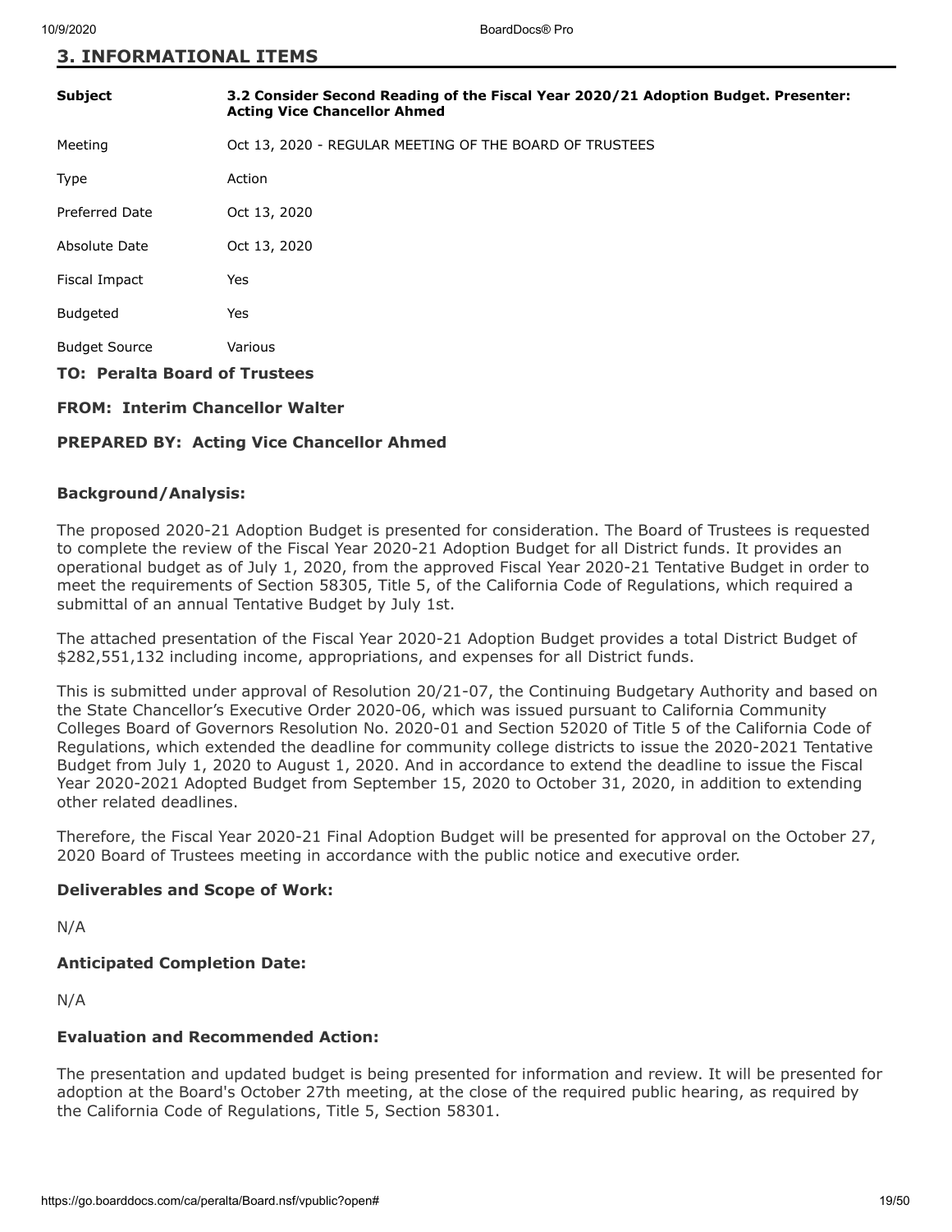## 3. INFORMATIONAL ITEMS

| | |
|---|---|
| **Subject** | **3.2 Consider Second Reading of the Fiscal Year 2020/21 Adoption Budget. Presenter: Acting Vice Chancellor Ahmed** |
| Meeting | Oct 13, 2020 - REGULAR MEETING OF THE BOARD OF TRUSTEES |
| Type | Action |
| Preferred Date | Oct 13, 2020 |
| Absolute Date | Oct 13, 2020 |
| Fiscal Impact | Yes |
| Budgeted | Yes |
| Budget Source | Various |

**TO: Peralta Board of Trustees**

**FROM: Interim Chancellor Walter**

**PREPARED BY: Acting Vice Chancellor Ahmed**

### Background/Analysis:

The proposed 2020-21 Adoption Budget is presented for consideration. The Board of Trustees is requested to complete the review of the Fiscal Year 2020-21 Adoption Budget for all District funds. It provides an operational budget as of July 1, 2020, from the approved Fiscal Year 2020-21 Tentative Budget in order to meet the requirements of Section 58305, Title 5, of the California Code of Regulations, which required a submittal of an annual Tentative Budget by July 1st.

The attached presentation of the Fiscal Year 2020-21 Adoption Budget provides a total District Budget of $282,551,132 including income, appropriations, and expenses for all District funds.

This is submitted under approval of Resolution 20/21-07, the Continuing Budgetary Authority and based on the State Chancellor's Executive Order 2020-06, which was issued pursuant to California Community Colleges Board of Governors Resolution No. 2020-01 and Section 52020 of Title 5 of the California Code of Regulations, which extended the deadline for community college districts to issue the 2020-2021 Tentative Budget from July 1, 2020 to August 1, 2020. And in accordance to extend the deadline to issue the Fiscal Year 2020-2021 Adopted Budget from September 15, 2020 to October 31, 2020, in addition to extending other related deadlines.

Therefore, the Fiscal Year 2020-21 Final Adoption Budget will be presented for approval on the October 27, 2020 Board of Trustees meeting in accordance with the public notice and executive order.

### Deliverables and Scope of Work:

N/A

### Anticipated Completion Date:

N/A

### Evaluation and Recommended Action:

The presentation and updated budget is being presented for information and review. It will be presented for adoption at the Board's October 27th meeting, at the close of the required public hearing, as required by the California Code of Regulations, Title 5, Section 58301.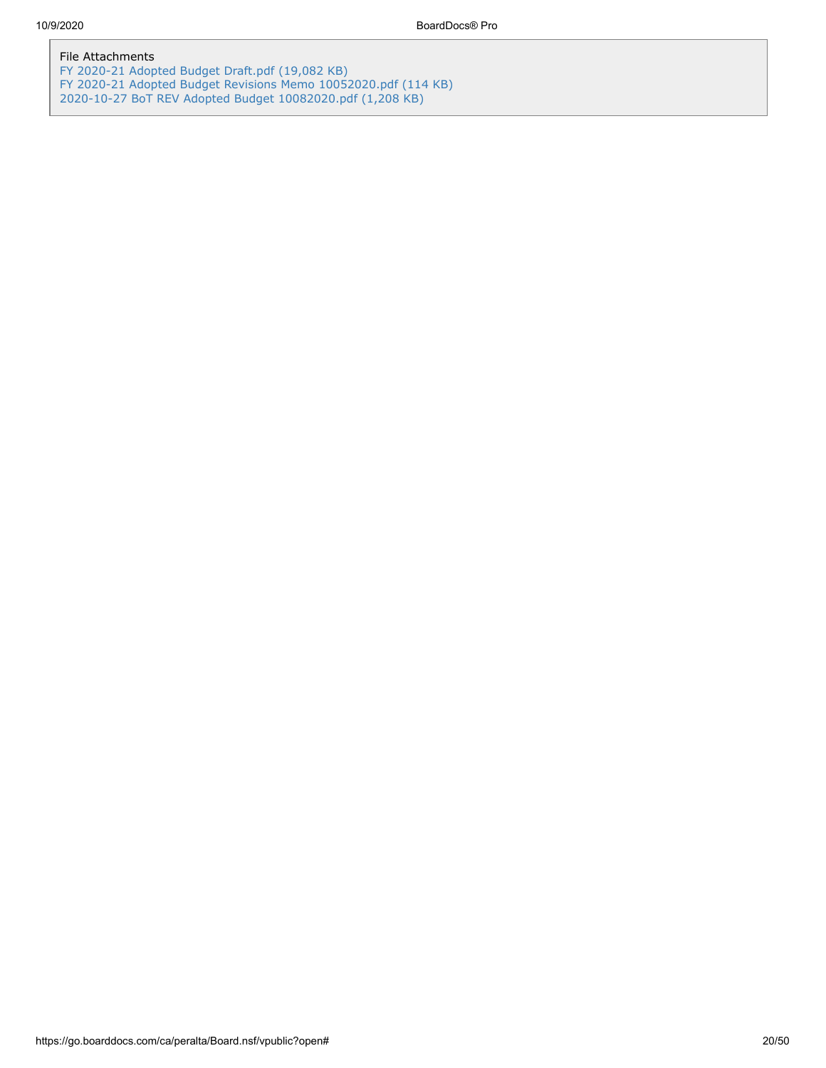File Attachments

FY 2020-21 Adopted Budget Draft.pdf (19,082 KB)
FY 2020-21 Adopted Budget Revisions Memo 10052020.pdf (114 KB)
2020-10-27 BoT REV Adopted Budget 10082020.pdf (1,208 KB)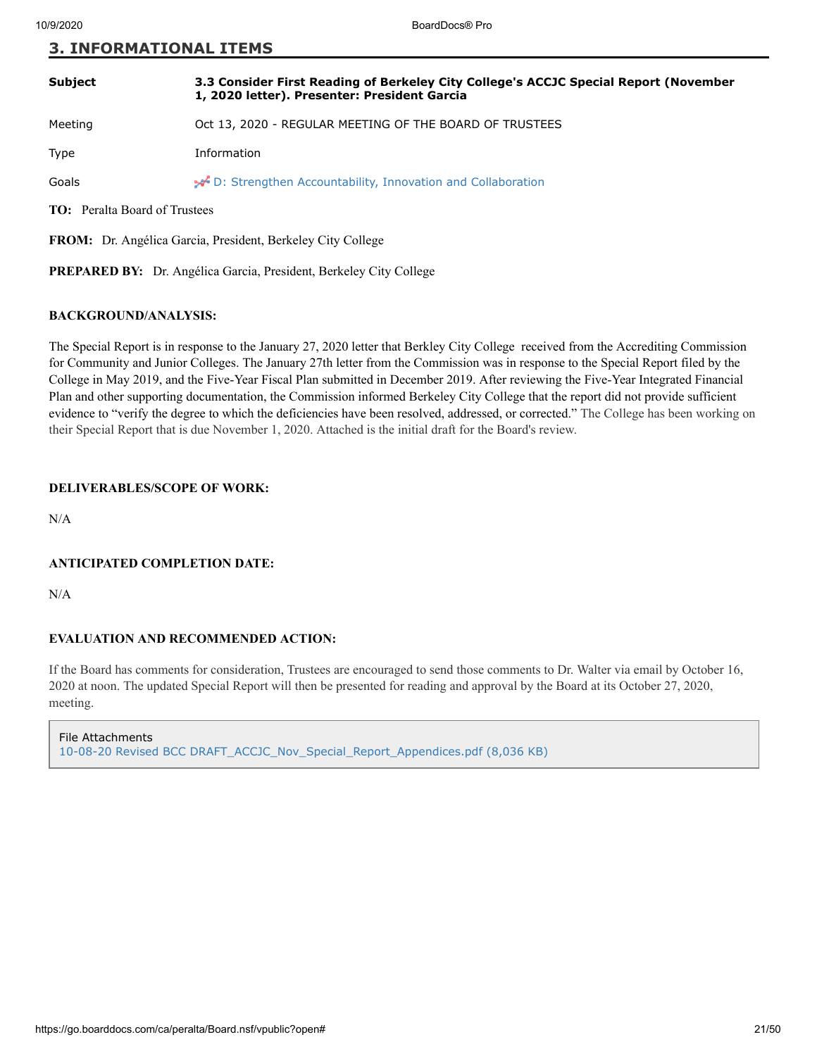## 3. INFORMATIONAL ITEMS

| | |
|---|---|
| **Subject** | **3.3 Consider First Reading of Berkeley City College's ACCJC Special Report (November 1, 2020 letter). Presenter: President Garcia** |
| Meeting | Oct 13, 2020 - REGULAR MEETING OF THE BOARD OF TRUSTEES |
| Type | Information |
| Goals | D: Strengthen Accountability, Innovation and Collaboration |

**TO:** Peralta Board of Trustees

**FROM:** Dr. Angélica Garcia, President, Berkeley City College

**PREPARED BY:** Dr. Angélica Garcia, President, Berkeley City College

**BACKGROUND/ANALYSIS:**

The Special Report is in response to the January 27, 2020 letter that Berkley City College received from the Accrediting Commission for Community and Junior Colleges. The January 27th letter from the Commission was in response to the Special Report filed by the College in May 2019, and the Five-Year Fiscal Plan submitted in December 2019. After reviewing the Five-Year Integrated Financial Plan and other supporting documentation, the Commission informed Berkeley City College that the report did not provide sufficient evidence to "verify the degree to which the deficiencies have been resolved, addressed, or corrected." The College has been working on their Special Report that is due November 1, 2020. Attached is the initial draft for the Board's review.

**DELIVERABLES/SCOPE OF WORK:**

N/A

**ANTICIPATED COMPLETION DATE:**

N/A

**EVALUATION AND RECOMMENDED ACTION:**

If the Board has comments for consideration, Trustees are encouraged to send those comments to Dr. Walter via email by October 16, 2020 at noon. The updated Special Report will then be presented for reading and approval by the Board at its October 27, 2020, meeting.

File Attachments
10-08-20 Revised BCC DRAFT_ACCJC_Nov_Special_Report_Appendices.pdf (8,036 KB)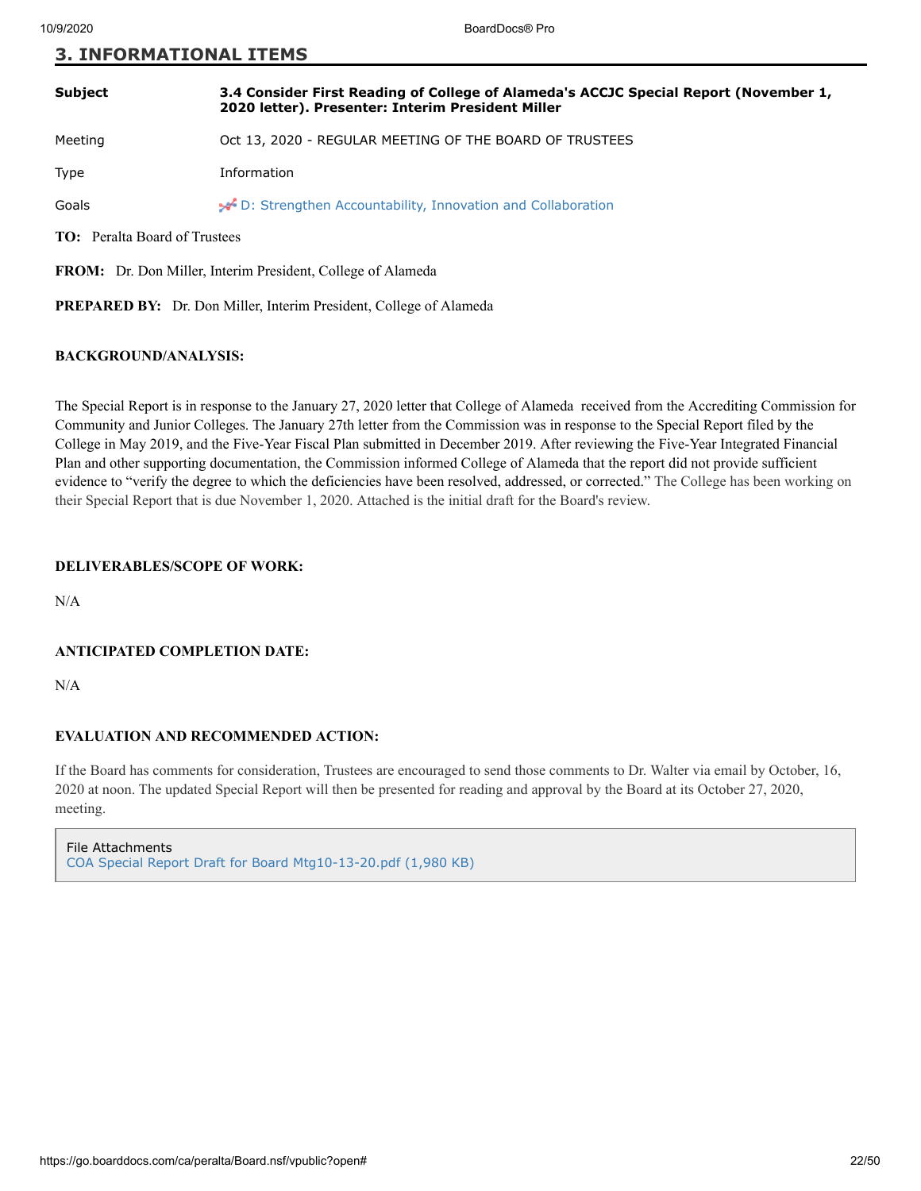## 3. INFORMATIONAL ITEMS

| | |
|---|---|
| **Subject** | **3.4 Consider First Reading of College of Alameda's ACCJC Special Report (November 1, 2020 letter). Presenter: Interim President Miller** |
| Meeting | Oct 13, 2020 - REGULAR MEETING OF THE BOARD OF TRUSTEES |
| Type | Information |
| Goals | D: Strengthen Accountability, Innovation and Collaboration |

**TO:** Peralta Board of Trustees

**FROM:** Dr. Don Miller, Interim President, College of Alameda

**PREPARED BY:** Dr. Don Miller, Interim President, College of Alameda

**BACKGROUND/ANALYSIS:**

The Special Report is in response to the January 27, 2020 letter that College of Alameda received from the Accrediting Commission for Community and Junior Colleges. The January 27th letter from the Commission was in response to the Special Report filed by the College in May 2019, and the Five-Year Fiscal Plan submitted in December 2019. After reviewing the Five-Year Integrated Financial Plan and other supporting documentation, the Commission informed College of Alameda that the report did not provide sufficient evidence to "verify the degree to which the deficiencies have been resolved, addressed, or corrected." The College has been working on their Special Report that is due November 1, 2020. Attached is the initial draft for the Board's review.

**DELIVERABLES/SCOPE OF WORK:**

N/A

**ANTICIPATED COMPLETION DATE:**

N/A

**EVALUATION AND RECOMMENDED ACTION:**

If the Board has comments for consideration, Trustees are encouraged to send those comments to Dr. Walter via email by October, 16, 2020 at noon. The updated Special Report will then be presented for reading and approval by the Board at its October 27, 2020, meeting.

File Attachments
COA Special Report Draft for Board Mtg10-13-20.pdf (1,980 KB)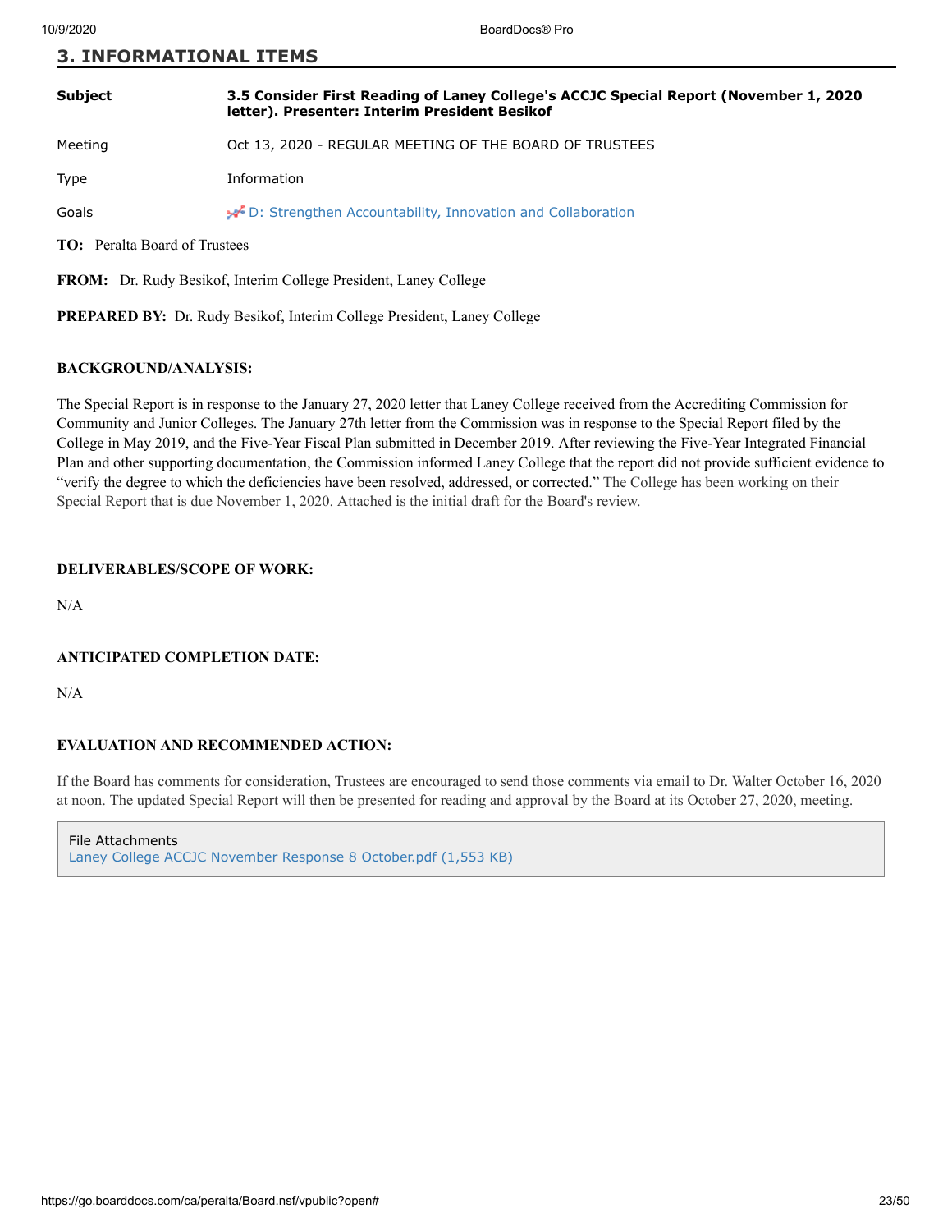## 3. INFORMATIONAL ITEMS

| | |
|---|---|
| **Subject** | **3.5 Consider First Reading of Laney College's ACCJC Special Report (November 1, 2020 letter). Presenter: Interim President Besikof** |
| Meeting | Oct 13, 2020 - REGULAR MEETING OF THE BOARD OF TRUSTEES |
| Type | Information |
| Goals | D: Strengthen Accountability, Innovation and Collaboration |

**TO:** Peralta Board of Trustees

**FROM:** Dr. Rudy Besikof, Interim College President, Laney College

**PREPARED BY:** Dr. Rudy Besikof, Interim College President, Laney College

**BACKGROUND/ANALYSIS:**

The Special Report is in response to the January 27, 2020 letter that Laney College received from the Accrediting Commission for Community and Junior Colleges. The January 27th letter from the Commission was in response to the Special Report filed by the College in May 2019, and the Five-Year Fiscal Plan submitted in December 2019. After reviewing the Five-Year Integrated Financial Plan and other supporting documentation, the Commission informed Laney College that the report did not provide sufficient evidence to "verify the degree to which the deficiencies have been resolved, addressed, or corrected." The College has been working on their Special Report that is due November 1, 2020. Attached is the initial draft for the Board's review.

**DELIVERABLES/SCOPE OF WORK:**

N/A

**ANTICIPATED COMPLETION DATE:**

N/A

**EVALUATION AND RECOMMENDED ACTION:**

If the Board has comments for consideration, Trustees are encouraged to send those comments via email to Dr. Walter October 16, 2020 at noon. The updated Special Report will then be presented for reading and approval by the Board at its October 27, 2020, meeting.

File Attachments
Laney College ACCJC November Response 8 October.pdf (1,553 KB)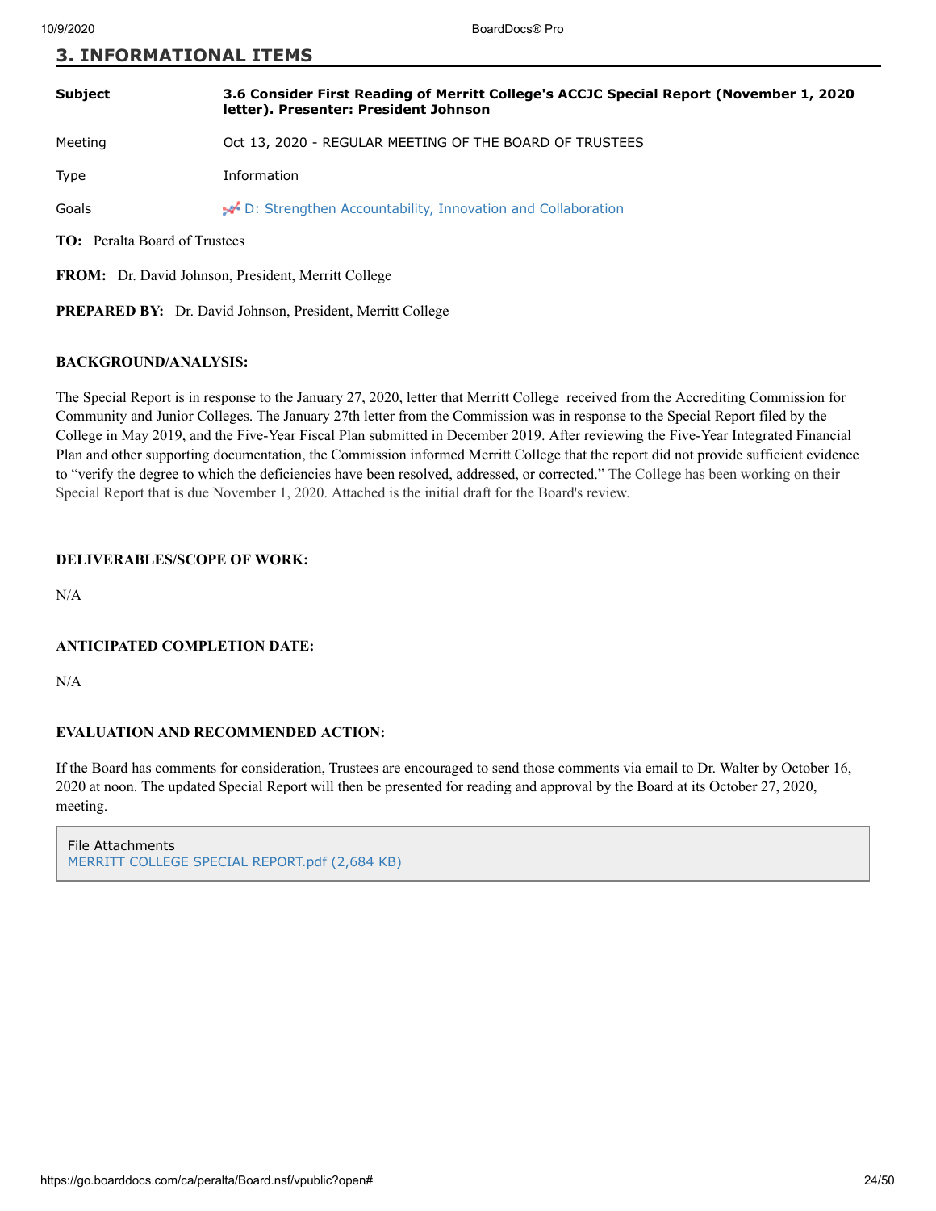## 3. INFORMATIONAL ITEMS

| | |
|---|---|
| **Subject** | **3.6 Consider First Reading of Merritt College's ACCJC Special Report (November 1, 2020 letter). Presenter: President Johnson** |
| Meeting | Oct 13, 2020 - REGULAR MEETING OF THE BOARD OF TRUSTEES |
| Type | Information |
| Goals | D: Strengthen Accountability, Innovation and Collaboration |

**TO:** Peralta Board of Trustees

**FROM:** Dr. David Johnson, President, Merritt College

**PREPARED BY:** Dr. David Johnson, President, Merritt College

**BACKGROUND/ANALYSIS:**

The Special Report is in response to the January 27, 2020, letter that Merritt College received from the Accrediting Commission for Community and Junior Colleges. The January 27th letter from the Commission was in response to the Special Report filed by the College in May 2019, and the Five-Year Fiscal Plan submitted in December 2019. After reviewing the Five-Year Integrated Financial Plan and other supporting documentation, the Commission informed Merritt College that the report did not provide sufficient evidence to "verify the degree to which the deficiencies have been resolved, addressed, or corrected." The College has been working on their Special Report that is due November 1, 2020. Attached is the initial draft for the Board's review.

**DELIVERABLES/SCOPE OF WORK:**

N/A

**ANTICIPATED COMPLETION DATE:**

N/A

**EVALUATION AND RECOMMENDED ACTION:**

If the Board has comments for consideration, Trustees are encouraged to send those comments via email to Dr. Walter by October 16, 2020 at noon. The updated Special Report will then be presented for reading and approval by the Board at its October 27, 2020, meeting.

File Attachments
MERRITT COLLEGE SPECIAL REPORT.pdf (2,684 KB)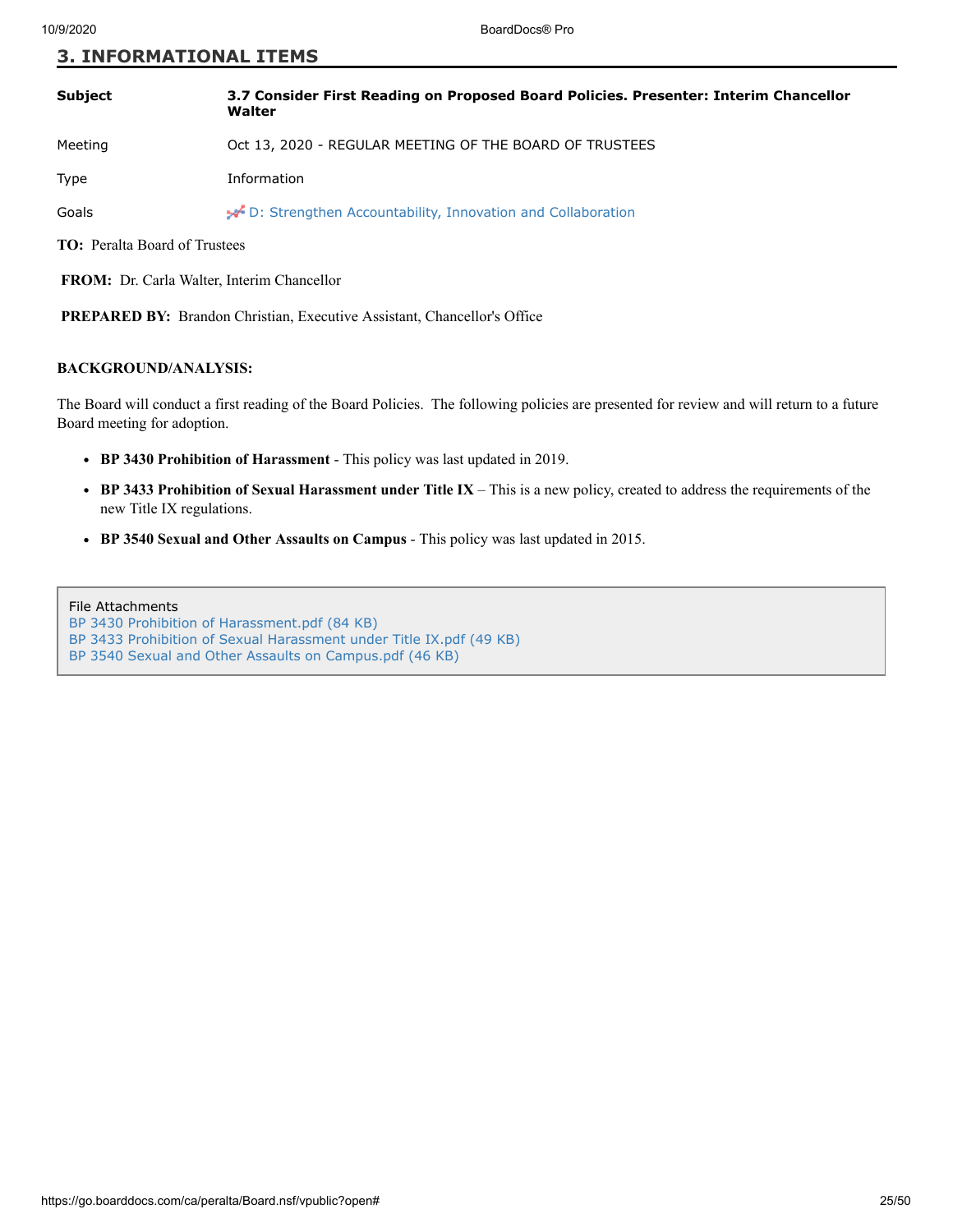## 3. INFORMATIONAL ITEMS

| | |
|---|---|
| **Subject** | **3.7 Consider First Reading on Proposed Board Policies. Presenter: Interim Chancellor Walter** |
| Meeting | Oct 13, 2020 - REGULAR MEETING OF THE BOARD OF TRUSTEES |
| Type | Information |
| Goals | D: Strengthen Accountability, Innovation and Collaboration |

**TO:** Peralta Board of Trustees

**FROM:** Dr. Carla Walter, Interim Chancellor

**PREPARED BY:** Brandon Christian, Executive Assistant, Chancellor's Office

**BACKGROUND/ANALYSIS:**

The Board will conduct a first reading of the Board Policies. The following policies are presented for review and will return to a future Board meeting for adoption.

- **BP 3430 Prohibition of Harassment** - This policy was last updated in 2019.
- **BP 3433 Prohibition of Sexual Harassment under Title IX** – This is a new policy, created to address the requirements of the new Title IX regulations.
- **BP 3540 Sexual and Other Assaults on Campus** - This policy was last updated in 2015.

File Attachments
BP 3430 Prohibition of Harassment.pdf (84 KB)
BP 3433 Prohibition of Sexual Harassment under Title IX.pdf (49 KB)
BP 3540 Sexual and Other Assaults on Campus.pdf (46 KB)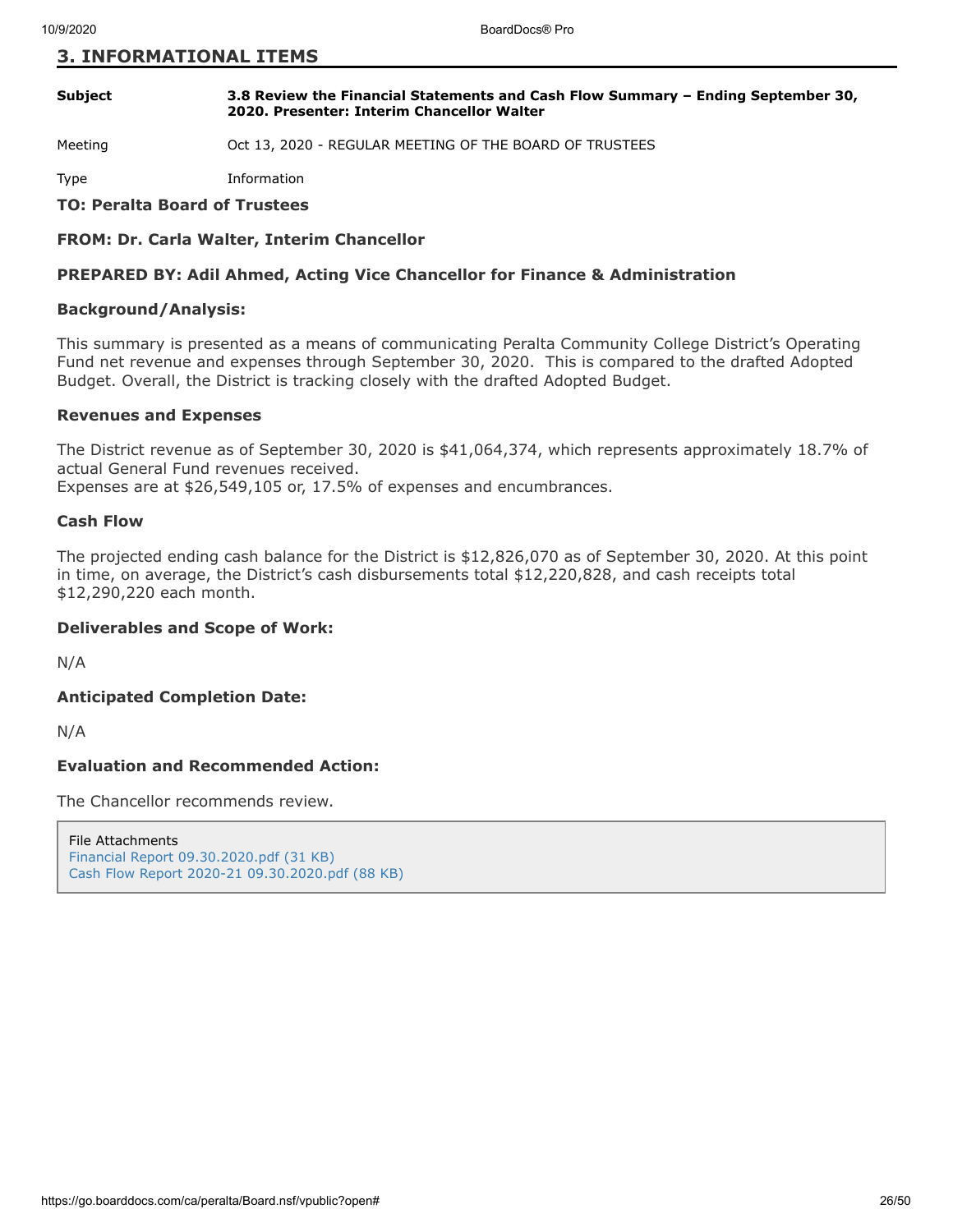## 3. INFORMATIONAL ITEMS

| | |
|---|---|
| **Subject** | **3.8 Review the Financial Statements and Cash Flow Summary – Ending September 30, 2020. Presenter: Interim Chancellor Walter** |
| Meeting | Oct 13, 2020 - REGULAR MEETING OF THE BOARD OF TRUSTEES |
| Type | Information |

**TO: Peralta Board of Trustees**

**FROM: Dr. Carla Walter, Interim Chancellor**

**PREPARED BY: Adil Ahmed, Acting Vice Chancellor for Finance & Administration**

### Background/Analysis:

This summary is presented as a means of communicating Peralta Community College District's Operating Fund net revenue and expenses through September 30, 2020. This is compared to the drafted Adopted Budget. Overall, the District is tracking closely with the drafted Adopted Budget.

### Revenues and Expenses

The District revenue as of September 30, 2020 is $41,064,374, which represents approximately 18.7% of actual General Fund revenues received.
Expenses are at $26,549,105 or, 17.5% of expenses and encumbrances.

### Cash Flow

The projected ending cash balance for the District is $12,826,070 as of September 30, 2020. At this point in time, on average, the District's cash disbursements total $12,220,828, and cash receipts total $12,290,220 each month.

### Deliverables and Scope of Work:

N/A

### Anticipated Completion Date:

N/A

### Evaluation and Recommended Action:

The Chancellor recommends review.

File Attachments
Financial Report 09.30.2020.pdf (31 KB)
Cash Flow Report 2020-21 09.30.2020.pdf (88 KB)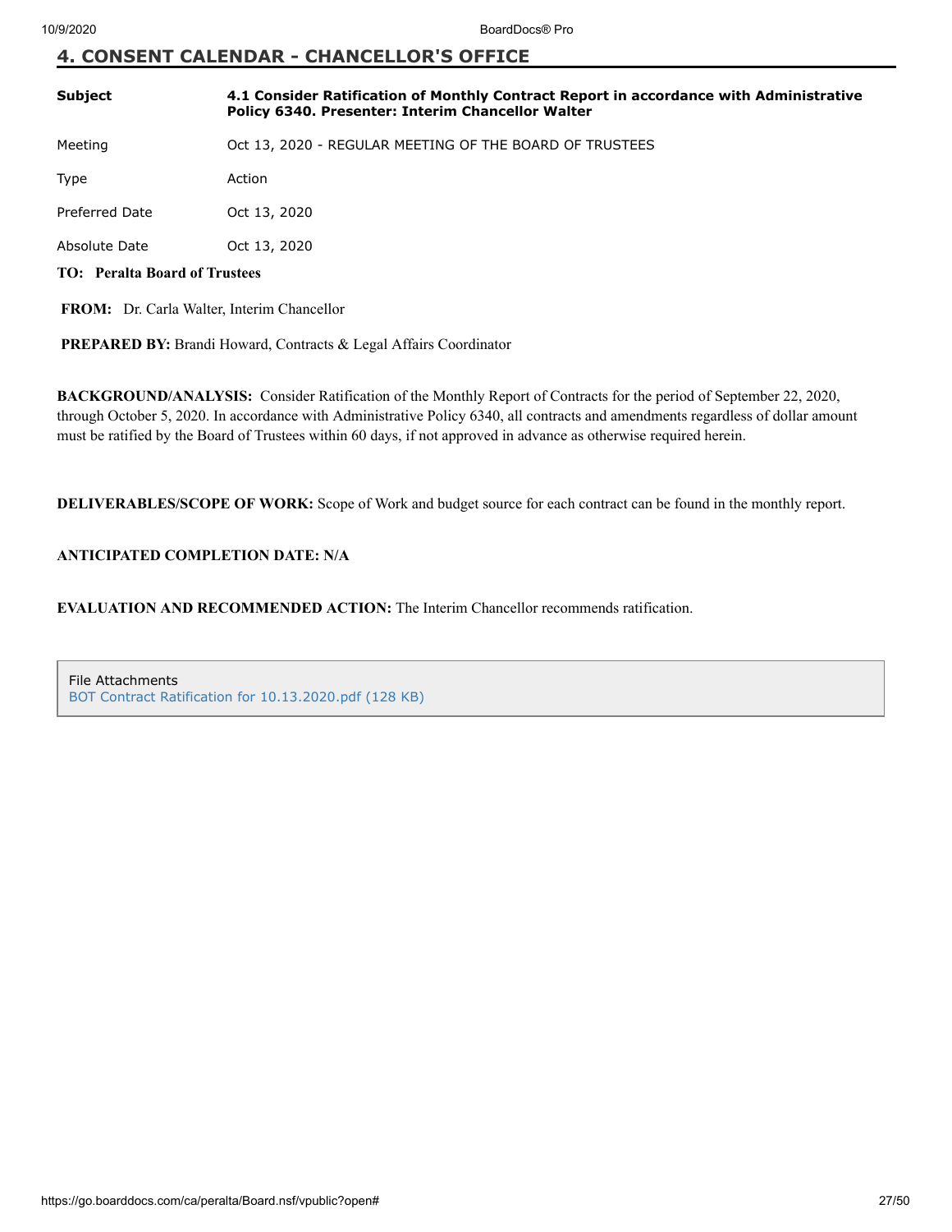## 4. CONSENT CALENDAR - CHANCELLOR'S OFFICE

| | |
|---|---|
| **Subject** | **4.1 Consider Ratification of Monthly Contract Report in accordance with Administrative Policy 6340. Presenter: Interim Chancellor Walter** |
| Meeting | Oct 13, 2020 - REGULAR MEETING OF THE BOARD OF TRUSTEES |
| Type | Action |
| Preferred Date | Oct 13, 2020 |
| Absolute Date | Oct 13, 2020 |

**TO: Peralta Board of Trustees**

**FROM:** Dr. Carla Walter, Interim Chancellor

**PREPARED BY:** Brandi Howard, Contracts & Legal Affairs Coordinator

**BACKGROUND/ANALYSIS:** Consider Ratification of the Monthly Report of Contracts for the period of September 22, 2020, through October 5, 2020. In accordance with Administrative Policy 6340, all contracts and amendments regardless of dollar amount must be ratified by the Board of Trustees within 60 days, if not approved in advance as otherwise required herein.

**DELIVERABLES/SCOPE OF WORK:** Scope of Work and budget source for each contract can be found in the monthly report.

**ANTICIPATED COMPLETION DATE: N/A**

**EVALUATION AND RECOMMENDED ACTION:** The Interim Chancellor recommends ratification.

File Attachments
BOT Contract Ratification for 10.13.2020.pdf (128 KB)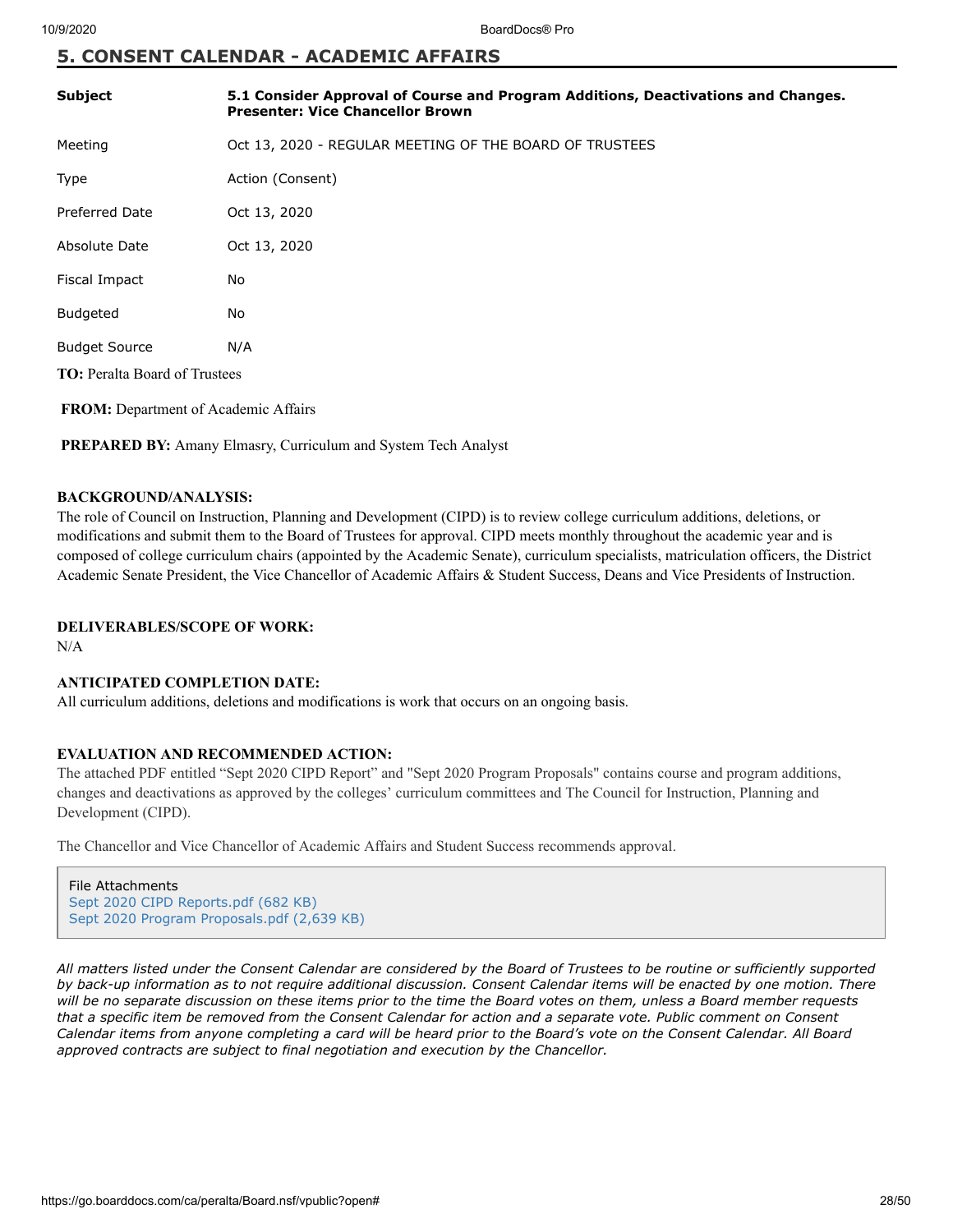## 5. CONSENT CALENDAR - ACADEMIC AFFAIRS

| **Subject** | **5.1 Consider Approval of Course and Program Additions, Deactivations and Changes. Presenter: Vice Chancellor Brown** |
|---|---|
| Meeting | Oct 13, 2020 - REGULAR MEETING OF THE BOARD OF TRUSTEES |
| Type | Action (Consent) |
| Preferred Date | Oct 13, 2020 |
| Absolute Date | Oct 13, 2020 |
| Fiscal Impact | No |
| Budgeted | No |
| Budget Source | N/A |

**TO:** Peralta Board of Trustees

**FROM:** Department of Academic Affairs

**PREPARED BY:** Amany Elmasry, Curriculum and System Tech Analyst

**BACKGROUND/ANALYSIS:**
The role of Council on Instruction, Planning and Development (CIPD) is to review college curriculum additions, deletions, or modifications and submit them to the Board of Trustees for approval. CIPD meets monthly throughout the academic year and is composed of college curriculum chairs (appointed by the Academic Senate), curriculum specialists, matriculation officers, the District Academic Senate President, the Vice Chancellor of Academic Affairs & Student Success, Deans and Vice Presidents of Instruction.

**DELIVERABLES/SCOPE OF WORK:**
N/A

**ANTICIPATED COMPLETION DATE:**
All curriculum additions, deletions and modifications is work that occurs on an ongoing basis.

**EVALUATION AND RECOMMENDED ACTION:**
The attached PDF entitled "Sept 2020 CIPD Report" and "Sept 2020 Program Proposals" contains course and program additions, changes and deactivations as approved by the colleges' curriculum committees and The Council for Instruction, Planning and Development (CIPD).

The Chancellor and Vice Chancellor of Academic Affairs and Student Success recommends approval.

File Attachments
Sept 2020 CIPD Reports.pdf (682 KB)
Sept 2020 Program Proposals.pdf (2,639 KB)

*All matters listed under the Consent Calendar are considered by the Board of Trustees to be routine or sufficiently supported by back-up information as to not require additional discussion. Consent Calendar items will be enacted by one motion. There will be no separate discussion on these items prior to the time the Board votes on them, unless a Board member requests that a specific item be removed from the Consent Calendar for action and a separate vote. Public comment on Consent Calendar items from anyone completing a card will be heard prior to the Board's vote on the Consent Calendar. All Board approved contracts are subject to final negotiation and execution by the Chancellor.*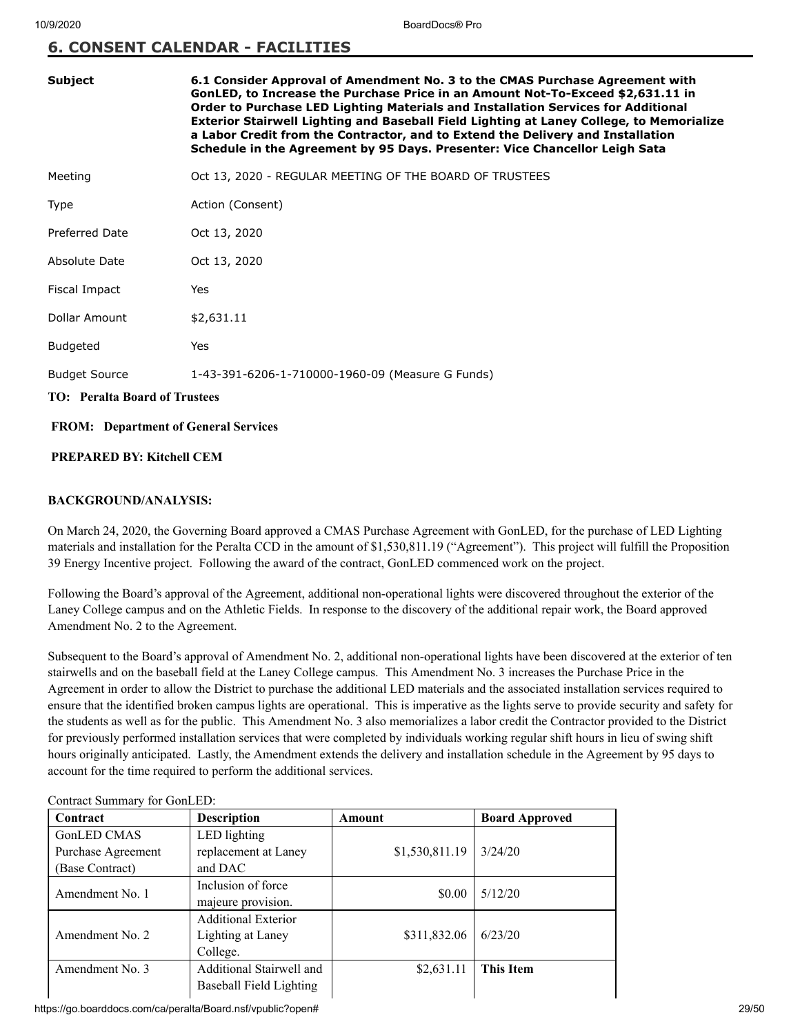## 6. CONSENT CALENDAR - FACILITIES

| | |
|---|---|
| **Subject** | **6.1 Consider Approval of Amendment No. 3 to the CMAS Purchase Agreement with GonLED, to Increase the Purchase Price in an Amount Not-To-Exceed $2,631.11 in Order to Purchase LED Lighting Materials and Installation Services for Additional Exterior Stairwell Lighting and Baseball Field Lighting at Laney College, to Memorialize a Labor Credit from the Contractor, and to Extend the Delivery and Installation Schedule in the Agreement by 95 Days. Presenter: Vice Chancellor Leigh Sata** |
| Meeting | Oct 13, 2020 - REGULAR MEETING OF THE BOARD OF TRUSTEES |
| Type | Action (Consent) |
| Preferred Date | Oct 13, 2020 |
| Absolute Date | Oct 13, 2020 |
| Fiscal Impact | Yes |
| Dollar Amount | $2,631.11 |
| Budgeted | Yes |
| Budget Source | 1-43-391-6206-1-710000-1960-09 (Measure G Funds) |

**TO: Peralta Board of Trustees**

**FROM: Department of General Services**

**PREPARED BY: Kitchell CEM**

**BACKGROUND/ANALYSIS:**

On March 24, 2020, the Governing Board approved a CMAS Purchase Agreement with GonLED, for the purchase of LED Lighting materials and installation for the Peralta CCD in the amount of $1,530,811.19 ("Agreement"). This project will fulfill the Proposition 39 Energy Incentive project. Following the award of the contract, GonLED commenced work on the project.

Following the Board's approval of the Agreement, additional non-operational lights were discovered throughout the exterior of the Laney College campus and on the Athletic Fields. In response to the discovery of the additional repair work, the Board approved Amendment No. 2 to the Agreement.

Subsequent to the Board's approval of Amendment No. 2, additional non-operational lights have been discovered at the exterior of ten stairwells and on the baseball field at the Laney College campus. This Amendment No. 3 increases the Purchase Price in the Agreement in order to allow the District to purchase the additional LED materials and the associated installation services required to ensure that the identified broken campus lights are operational. This is imperative as the lights serve to provide security and safety for the students as well as for the public. This Amendment No. 3 also memorializes a labor credit the Contractor provided to the District for previously performed installation services that were completed by individuals working regular shift hours in lieu of swing shift hours originally anticipated. Lastly, the Amendment extends the delivery and installation schedule in the Agreement by 95 days to account for the time required to perform the additional services.

Contract Summary for GonLED:

| Contract | Description | Amount | Board Approved |
|---|---|---|---|
| GonLED CMAS Purchase Agreement (Base Contract) | LED lighting replacement at Laney and DAC | $1,530,811.19 | 3/24/20 |
| Amendment No. 1 | Inclusion of force majeure provision. | $0.00 | 5/12/20 |
| Amendment No. 2 | Additional Exterior Lighting at Laney College. | $311,832.06 | 6/23/20 |
| Amendment No. 3 | Additional Stairwell and Baseball Field Lighting | $2,631.11 | **This Item** |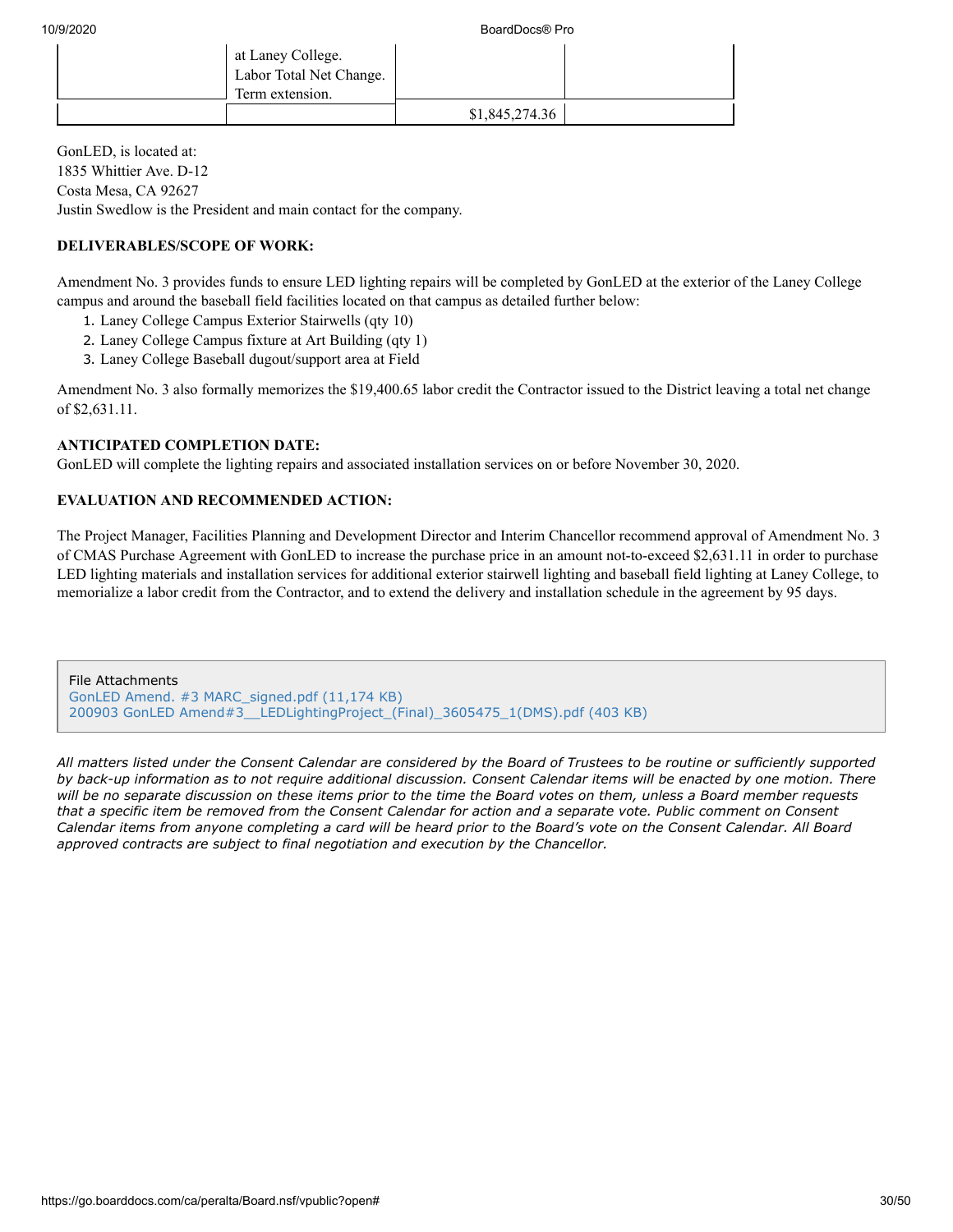| | at Laney College. Labor Total Net Change. Term extension. | | |
|---|---|---|---|
| | | $1,845,274.36 | |

GonLED, is located at:
1835 Whittier Ave. D-12
Costa Mesa, CA 92627
Justin Swedlow is the President and main contact for the company.

**DELIVERABLES/SCOPE OF WORK:**

Amendment No. 3 provides funds to ensure LED lighting repairs will be completed by GonLED at the exterior of the Laney College campus and around the baseball field facilities located on that campus as detailed further below:

1. Laney College Campus Exterior Stairwells (qty 10)
2. Laney College Campus fixture at Art Building (qty 1)
3. Laney College Baseball dugout/support area at Field

Amendment No. 3 also formally memorizes the $19,400.65 labor credit the Contractor issued to the District leaving a total net change of $2,631.11.

**ANTICIPATED COMPLETION DATE:**

GonLED will complete the lighting repairs and associated installation services on or before November 30, 2020.

**EVALUATION AND RECOMMENDED ACTION:**

The Project Manager, Facilities Planning and Development Director and Interim Chancellor recommend approval of Amendment No. 3 of CMAS Purchase Agreement with GonLED to increase the purchase price in an amount not-to-exceed $2,631.11 in order to purchase LED lighting materials and installation services for additional exterior stairwell lighting and baseball field lighting at Laney College, to memorialize a labor credit from the Contractor, and to extend the delivery and installation schedule in the agreement by 95 days.

File Attachments
GonLED Amend. #3 MARC_signed.pdf (11,174 KB)
200903 GonLED Amend#3__LEDLightingProject_(Final)_3605475_1(DMS).pdf (403 KB)

*All matters listed under the Consent Calendar are considered by the Board of Trustees to be routine or sufficiently supported by back-up information as to not require additional discussion. Consent Calendar items will be enacted by one motion. There will be no separate discussion on these items prior to the time the Board votes on them, unless a Board member requests that a specific item be removed from the Consent Calendar for action and a separate vote. Public comment on Consent Calendar items from anyone completing a card will be heard prior to the Board's vote on the Consent Calendar. All Board approved contracts are subject to final negotiation and execution by the Chancellor.*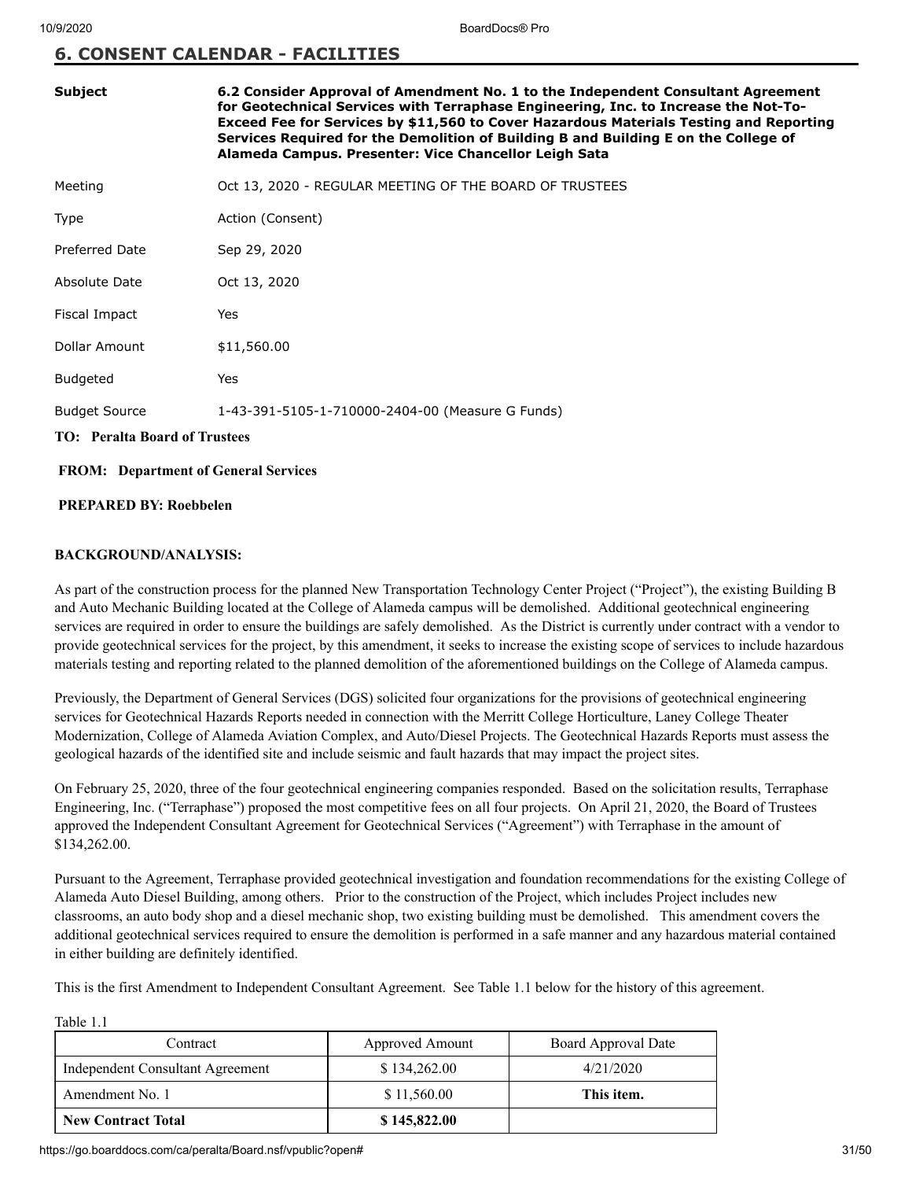## 6. CONSENT CALENDAR - FACILITIES

| | |
|---|---|
| **Subject** | **6.2 Consider Approval of Amendment No. 1 to the Independent Consultant Agreement for Geotechnical Services with Terraphase Engineering, Inc. to Increase the Not-To-Exceed Fee for Services by $11,560 to Cover Hazardous Materials Testing and Reporting Services Required for the Demolition of Building B and Building E on the College of Alameda Campus. Presenter: Vice Chancellor Leigh Sata** |
| Meeting | Oct 13, 2020 - REGULAR MEETING OF THE BOARD OF TRUSTEES |
| Type | Action (Consent) |
| Preferred Date | Sep 29, 2020 |
| Absolute Date | Oct 13, 2020 |
| Fiscal Impact | Yes |
| Dollar Amount | $11,560.00 |
| Budgeted | Yes |
| Budget Source | 1-43-391-5105-1-710000-2404-00 (Measure G Funds) |

**TO: Peralta Board of Trustees**

**FROM: Department of General Services**

**PREPARED BY: Roebbelen**

**BACKGROUND/ANALYSIS:**

As part of the construction process for the planned New Transportation Technology Center Project ("Project"), the existing Building B and Auto Mechanic Building located at the College of Alameda campus will be demolished. Additional geotechnical engineering services are required in order to ensure the buildings are safely demolished. As the District is currently under contract with a vendor to provide geotechnical services for the project, by this amendment, it seeks to increase the existing scope of services to include hazardous materials testing and reporting related to the planned demolition of the aforementioned buildings on the College of Alameda campus.

Previously, the Department of General Services (DGS) solicited four organizations for the provisions of geotechnical engineering services for Geotechnical Hazards Reports needed in connection with the Merritt College Horticulture, Laney College Theater Modernization, College of Alameda Aviation Complex, and Auto/Diesel Projects. The Geotechnical Hazards Reports must assess the geological hazards of the identified site and include seismic and fault hazards that may impact the project sites.

On February 25, 2020, three of the four geotechnical engineering companies responded. Based on the solicitation results, Terraphase Engineering, Inc. ("Terraphase") proposed the most competitive fees on all four projects. On April 21, 2020, the Board of Trustees approved the Independent Consultant Agreement for Geotechnical Services ("Agreement") with Terraphase in the amount of $134,262.00.

Pursuant to the Agreement, Terraphase provided geotechnical investigation and foundation recommendations for the existing College of Alameda Auto Diesel Building, among others. Prior to the construction of the Project, which includes Project includes new classrooms, an auto body shop and a diesel mechanic shop, two existing building must be demolished. This amendment covers the additional geotechnical services required to ensure the demolition is performed in a safe manner and any hazardous material contained in either building are definitely identified.

This is the first Amendment to Independent Consultant Agreement. See Table 1.1 below for the history of this agreement.

Table 1.1

| Contract | Approved Amount | Board Approval Date |
|---|---|---|
| Independent Consultant Agreement | $ 134,262.00 | 4/21/2020 |
| Amendment No. 1 | $ 11,560.00 | **This item.** |
| **New Contract Total** | **$ 145,822.00** | |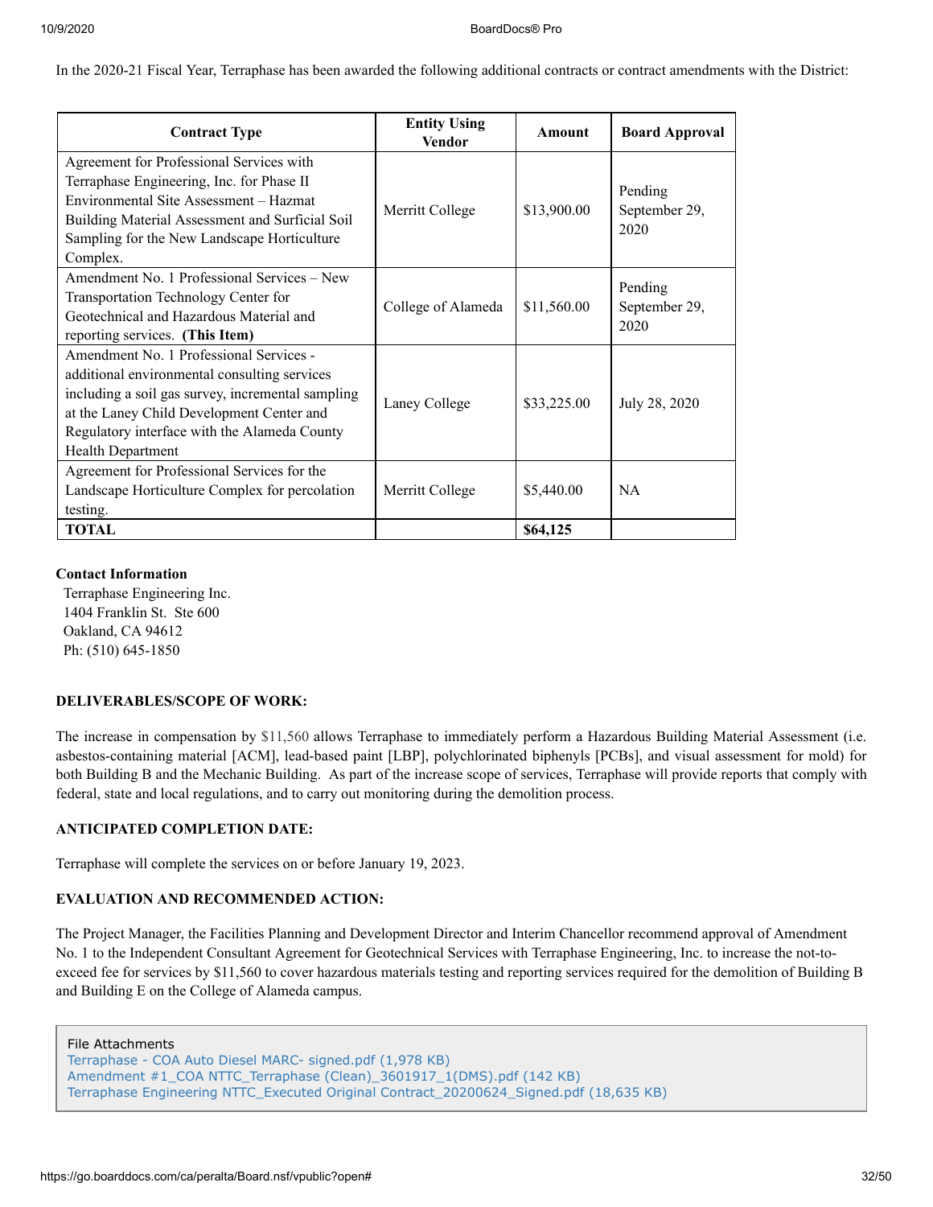In the 2020-21 Fiscal Year, Terraphase has been awarded the following additional contracts or contract amendments with the District:

| Contract Type | Entity Using Vendor | Amount | Board Approval |
|---|---|---|---|
| Agreement for Professional Services with Terraphase Engineering, Inc. for Phase II Environmental Site Assessment – Hazmat Building Material Assessment and Surficial Soil Sampling for the New Landscape Horticulture Complex. | Merritt College | $13,900.00 | Pending September 29, 2020 |
| Amendment No. 1 Professional Services – New Transportation Technology Center for Geotechnical and Hazardous Material and reporting services. **(This Item)** | College of Alameda | $11,560.00 | Pending September 29, 2020 |
| Amendment No. 1 Professional Services - additional environmental consulting services including a soil gas survey, incremental sampling at the Laney Child Development Center and Regulatory interface with the Alameda County Health Department | Laney College | $33,225.00 | July 28, 2020 |
| Agreement for Professional Services for the Landscape Horticulture Complex for percolation testing. | Merritt College | $5,440.00 | NA |
| **TOTAL** | | **$64,125** | |

**Contact Information**

Terraphase Engineering Inc.
1404 Franklin St. Ste 600
Oakland, CA 94612
Ph: (510) 645-1850

**DELIVERABLES/SCOPE OF WORK:**

The increase in compensation by $11,560 allows Terraphase to immediately perform a Hazardous Building Material Assessment (i.e. asbestos-containing material [ACM], lead-based paint [LBP], polychlorinated biphenyls [PCBs], and visual assessment for mold) for both Building B and the Mechanic Building. As part of the increase scope of services, Terraphase will provide reports that comply with federal, state and local regulations, and to carry out monitoring during the demolition process.

**ANTICIPATED COMPLETION DATE:**

Terraphase will complete the services on or before January 19, 2023.

**EVALUATION AND RECOMMENDED ACTION:**

The Project Manager, the Facilities Planning and Development Director and Interim Chancellor recommend approval of Amendment No. 1 to the Independent Consultant Agreement for Geotechnical Services with Terraphase Engineering, Inc. to increase the not-to-exceed fee for services by $11,560 to cover hazardous materials testing and reporting services required for the demolition of Building B and Building E on the College of Alameda campus.

File Attachments
Terraphase - COA Auto Diesel MARC- signed.pdf (1,978 KB)
Amendment #1_COA NTTC_Terraphase (Clean)_3601917_1(DMS).pdf (142 KB)
Terraphase Engineering NTTC_Executed Original Contract_20200624_Signed.pdf (18,635 KB)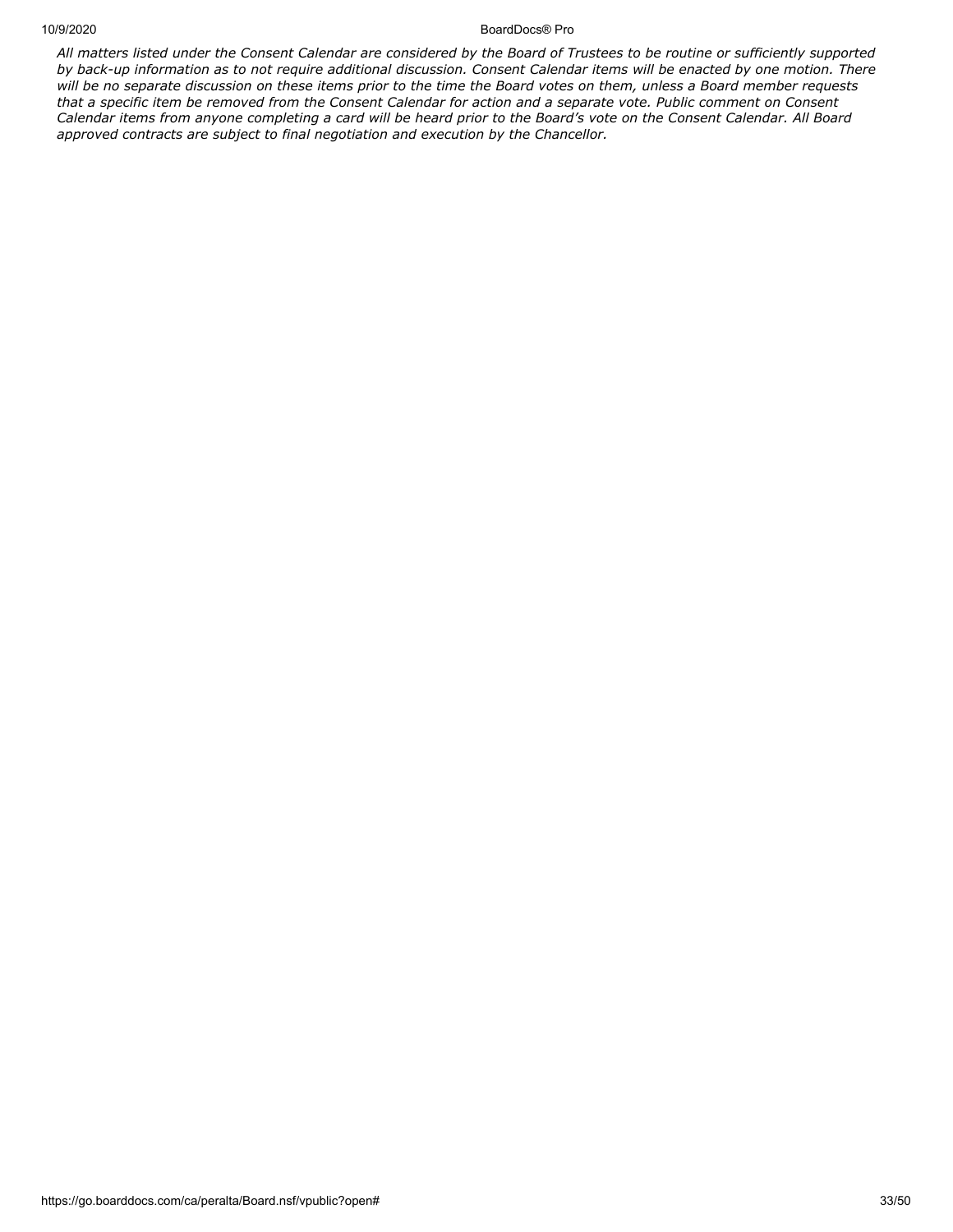*All matters listed under the Consent Calendar are considered by the Board of Trustees to be routine or sufficiently supported by back-up information as to not require additional discussion. Consent Calendar items will be enacted by one motion. There will be no separate discussion on these items prior to the time the Board votes on them, unless a Board member requests that a specific item be removed from the Consent Calendar for action and a separate vote. Public comment on Consent Calendar items from anyone completing a card will be heard prior to the Board's vote on the Consent Calendar. All Board approved contracts are subject to final negotiation and execution by the Chancellor.*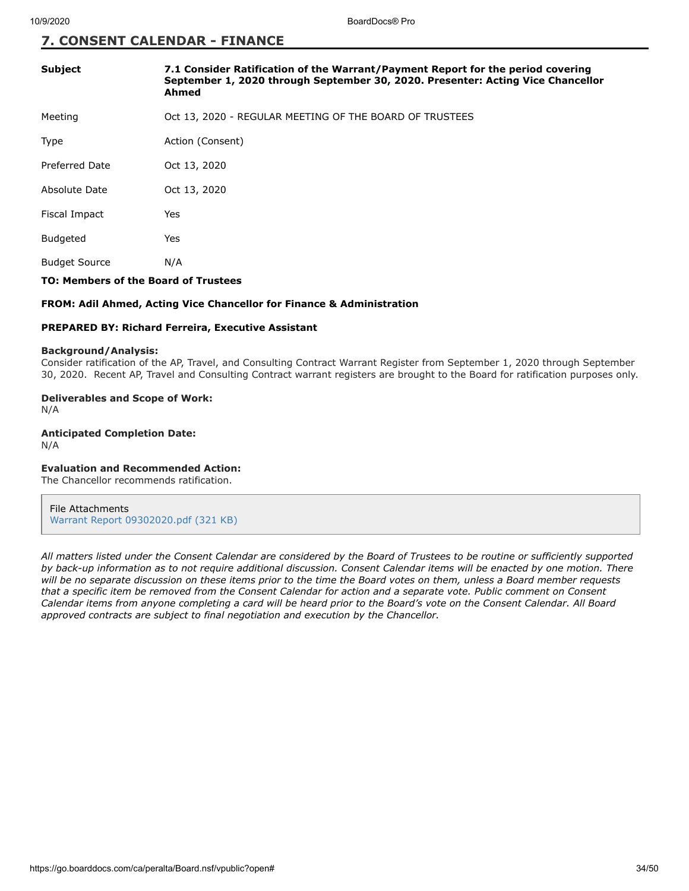## 7. CONSENT CALENDAR - FINANCE

| | |
|---|---|
| **Subject** | **7.1 Consider Ratification of the Warrant/Payment Report for the period covering September 1, 2020 through September 30, 2020. Presenter: Acting Vice Chancellor Ahmed** |
| Meeting | Oct 13, 2020 - REGULAR MEETING OF THE BOARD OF TRUSTEES |
| Type | Action (Consent) |
| Preferred Date | Oct 13, 2020 |
| Absolute Date | Oct 13, 2020 |
| Fiscal Impact | Yes |
| Budgeted | Yes |
| Budget Source | N/A |

**TO: Members of the Board of Trustees**

**FROM: Adil Ahmed, Acting Vice Chancellor for Finance & Administration**

**PREPARED BY: Richard Ferreira, Executive Assistant**

**Background/Analysis:**
Consider ratification of the AP, Travel, and Consulting Contract Warrant Register from September 1, 2020 through September 30, 2020. Recent AP, Travel and Consulting Contract warrant registers are brought to the Board for ratification purposes only.

**Deliverables and Scope of Work:**
N/A

**Anticipated Completion Date:**
N/A

**Evaluation and Recommended Action:**
The Chancellor recommends ratification.

File Attachments
Warrant Report 09302020.pdf (321 KB)

*All matters listed under the Consent Calendar are considered by the Board of Trustees to be routine or sufficiently supported by back-up information as to not require additional discussion. Consent Calendar items will be enacted by one motion. There will be no separate discussion on these items prior to the time the Board votes on them, unless a Board member requests that a specific item be removed from the Consent Calendar for action and a separate vote. Public comment on Consent Calendar items from anyone completing a card will be heard prior to the Board's vote on the Consent Calendar. All Board approved contracts are subject to final negotiation and execution by the Chancellor.*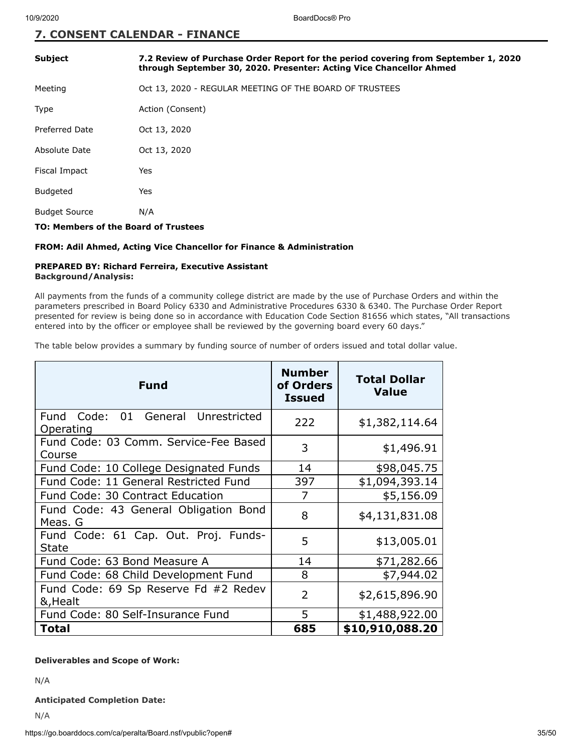## 7. CONSENT CALENDAR - FINANCE

| | |
|---|---|
| **Subject** | **7.2 Review of Purchase Order Report for the period covering from September 1, 2020 through September 30, 2020. Presenter: Acting Vice Chancellor Ahmed** |
| Meeting | Oct 13, 2020 - REGULAR MEETING OF THE BOARD OF TRUSTEES |
| Type | Action (Consent) |
| Preferred Date | Oct 13, 2020 |
| Absolute Date | Oct 13, 2020 |
| Fiscal Impact | Yes |
| Budgeted | Yes |
| Budget Source | N/A |

**TO: Members of the Board of Trustees**

**FROM: Adil Ahmed, Acting Vice Chancellor for Finance & Administration**

**PREPARED BY: Richard Ferreira, Executive Assistant**

**Background/Analysis:**

All payments from the funds of a community college district are made by the use of Purchase Orders and within the parameters prescribed in Board Policy 6330 and Administrative Procedures 6330 & 6340. The Purchase Order Report presented for review is being done so in accordance with Education Code Section 81656 which states, "All transactions entered into by the officer or employee shall be reviewed by the governing board every 60 days."

The table below provides a summary by funding source of number of orders issued and total dollar value.

| Fund | Number of Orders Issued | Total Dollar Value |
|---|---|---|
| Fund Code: 01 General Unrestricted Operating | 222 | $1,382,114.64 |
| Fund Code: 03 Comm. Service-Fee Based Course | 3 | $1,496.91 |
| Fund Code: 10 College Designated Funds | 14 | $98,045.75 |
| Fund Code: 11 General Restricted Fund | 397 | $1,094,393.14 |
| Fund Code: 30 Contract Education | 7 | $5,156.09 |
| Fund Code: 43 General Obligation Bond Meas. G | 8 | $4,131,831.08 |
| Fund Code: 61 Cap. Out. Proj. Funds-State | 5 | $13,005.01 |
| Fund Code: 63 Bond Measure A | 14 | $71,282.66 |
| Fund Code: 68 Child Development Fund | 8 | $7,944.02 |
| Fund Code: 69 Sp Reserve Fd #2 Redev &,Healt | 2 | $2,615,896.90 |
| Fund Code: 80 Self-Insurance Fund | 5 | $1,488,922.00 |
| **Total** | **685** | **$10,910,088.20** |

**Deliverables and Scope of Work:**

N/A

**Anticipated Completion Date:**

N/A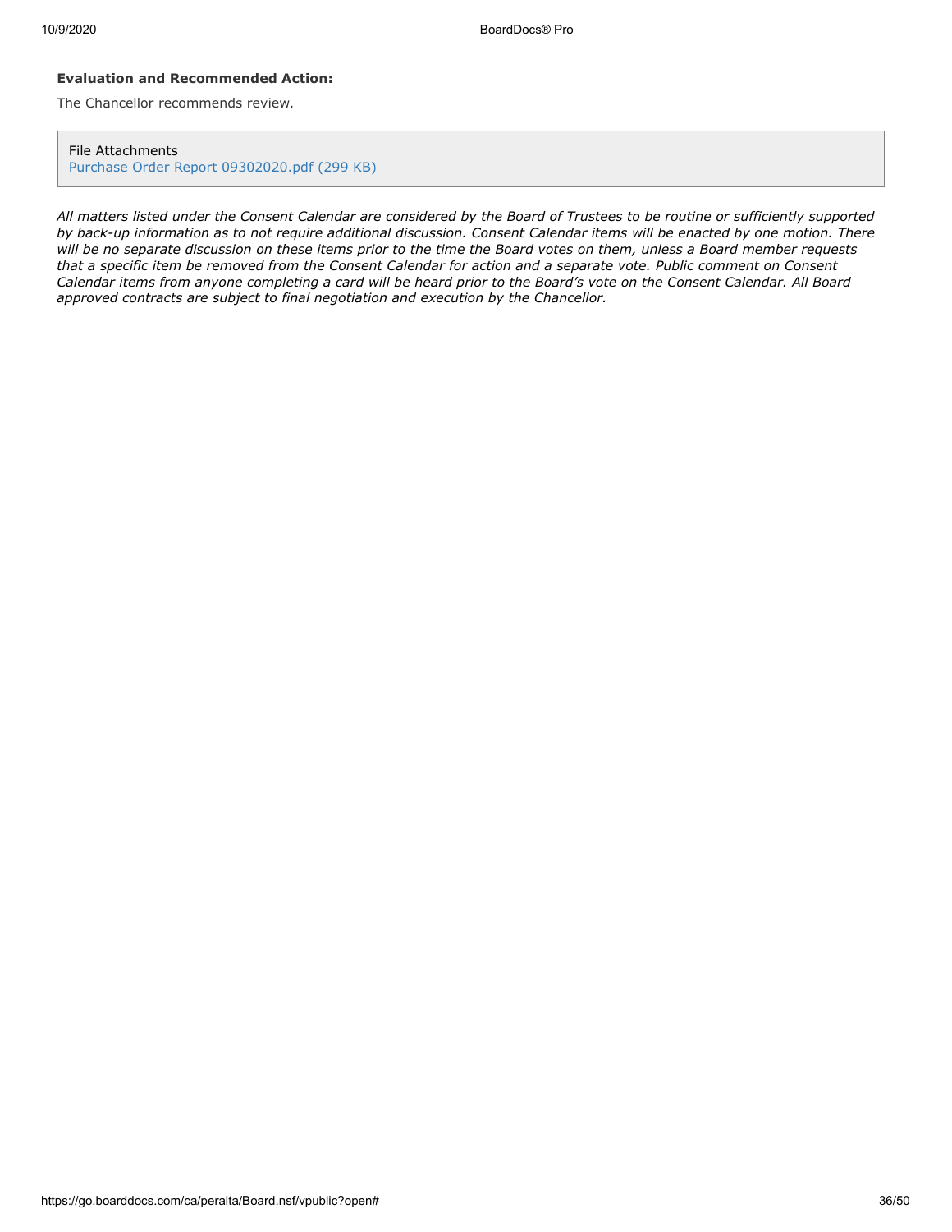**Evaluation and Recommended Action:**

The Chancellor recommends review.

File Attachments
Purchase Order Report 09302020.pdf (299 KB)

*All matters listed under the Consent Calendar are considered by the Board of Trustees to be routine or sufficiently supported by back-up information as to not require additional discussion. Consent Calendar items will be enacted by one motion. There will be no separate discussion on these items prior to the time the Board votes on them, unless a Board member requests that a specific item be removed from the Consent Calendar for action and a separate vote. Public comment on Consent Calendar items from anyone completing a card will be heard prior to the Board's vote on the Consent Calendar. All Board approved contracts are subject to final negotiation and execution by the Chancellor.*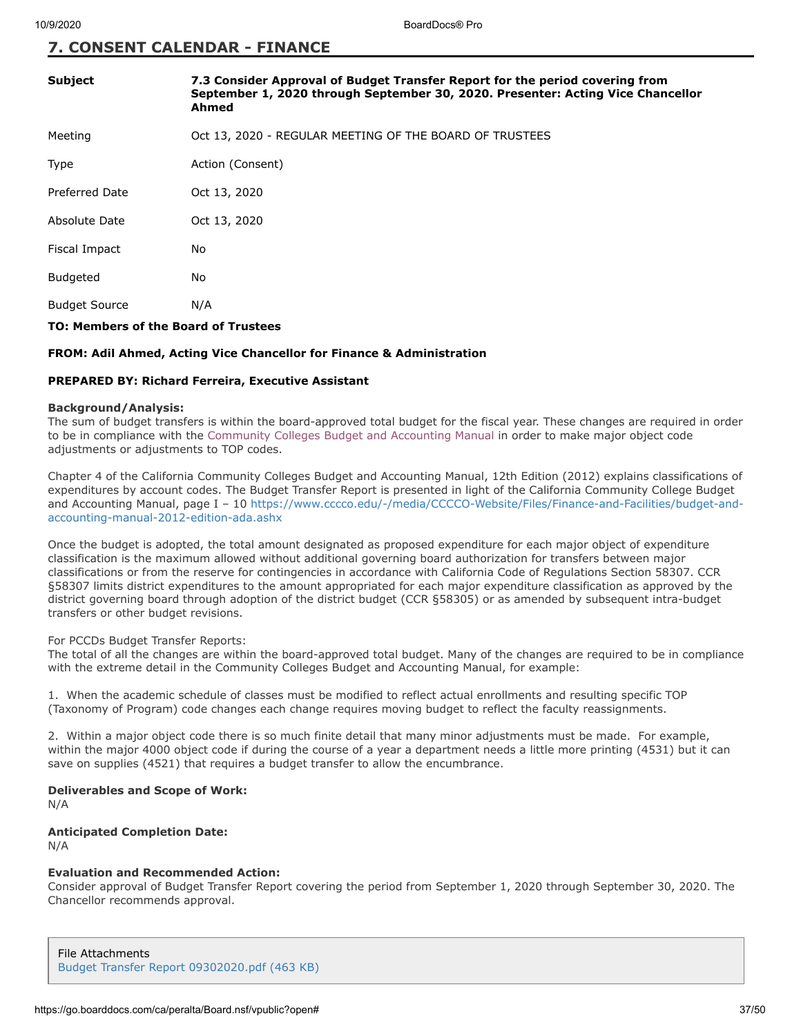## 7. CONSENT CALENDAR - FINANCE

| | |
|---|---|
| **Subject** | **7.3 Consider Approval of Budget Transfer Report for the period covering from September 1, 2020 through September 30, 2020. Presenter: Acting Vice Chancellor Ahmed** |
| Meeting | Oct 13, 2020 - REGULAR MEETING OF THE BOARD OF TRUSTEES |
| Type | Action (Consent) |
| Preferred Date | Oct 13, 2020 |
| Absolute Date | Oct 13, 2020 |
| Fiscal Impact | No |
| Budgeted | No |
| Budget Source | N/A |

**TO: Members of the Board of Trustees**

**FROM: Adil Ahmed, Acting Vice Chancellor for Finance & Administration**

**PREPARED BY: Richard Ferreira, Executive Assistant**

**Background/Analysis:**
The sum of budget transfers is within the board-approved total budget for the fiscal year. These changes are required in order to be in compliance with the Community Colleges Budget and Accounting Manual in order to make major object code adjustments or adjustments to TOP codes.

Chapter 4 of the California Community Colleges Budget and Accounting Manual, 12th Edition (2012) explains classifications of expenditures by account codes. The Budget Transfer Report is presented in light of the California Community College Budget and Accounting Manual, page I – 10 https://www.cccco.edu/-/media/CCCCO-Website/Files/Finance-and-Facilities/budget-and-accounting-manual-2012-edition-ada.ashx

Once the budget is adopted, the total amount designated as proposed expenditure for each major object of expenditure classification is the maximum allowed without additional governing board authorization for transfers between major classifications or from the reserve for contingencies in accordance with California Code of Regulations Section 58307. CCR §58307 limits district expenditures to the amount appropriated for each major expenditure classification as approved by the district governing board through adoption of the district budget (CCR §58305) or as amended by subsequent intra-budget transfers or other budget revisions.

For PCCDs Budget Transfer Reports:
The total of all the changes are within the board-approved total budget. Many of the changes are required to be in compliance with the extreme detail in the Community Colleges Budget and Accounting Manual, for example:

1. When the academic schedule of classes must be modified to reflect actual enrollments and resulting specific TOP (Taxonomy of Program) code changes each change requires moving budget to reflect the faculty reassignments.

2. Within a major object code there is so much finite detail that many minor adjustments must be made. For example, within the major 4000 object code if during the course of a year a department needs a little more printing (4531) but it can save on supplies (4521) that requires a budget transfer to allow the encumbrance.

**Deliverables and Scope of Work:**
N/A

**Anticipated Completion Date:**
N/A

**Evaluation and Recommended Action:**
Consider approval of Budget Transfer Report covering the period from September 1, 2020 through September 30, 2020. The Chancellor recommends approval.

File Attachments
Budget Transfer Report 09302020.pdf (463 KB)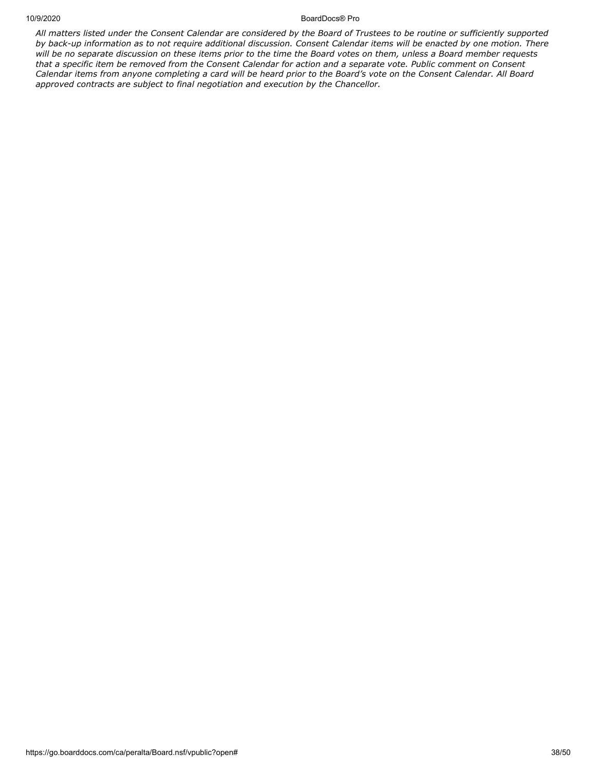*All matters listed under the Consent Calendar are considered by the Board of Trustees to be routine or sufficiently supported by back-up information as to not require additional discussion. Consent Calendar items will be enacted by one motion. There will be no separate discussion on these items prior to the time the Board votes on them, unless a Board member requests that a specific item be removed from the Consent Calendar for action and a separate vote. Public comment on Consent Calendar items from anyone completing a card will be heard prior to the Board's vote on the Consent Calendar. All Board approved contracts are subject to final negotiation and execution by the Chancellor.*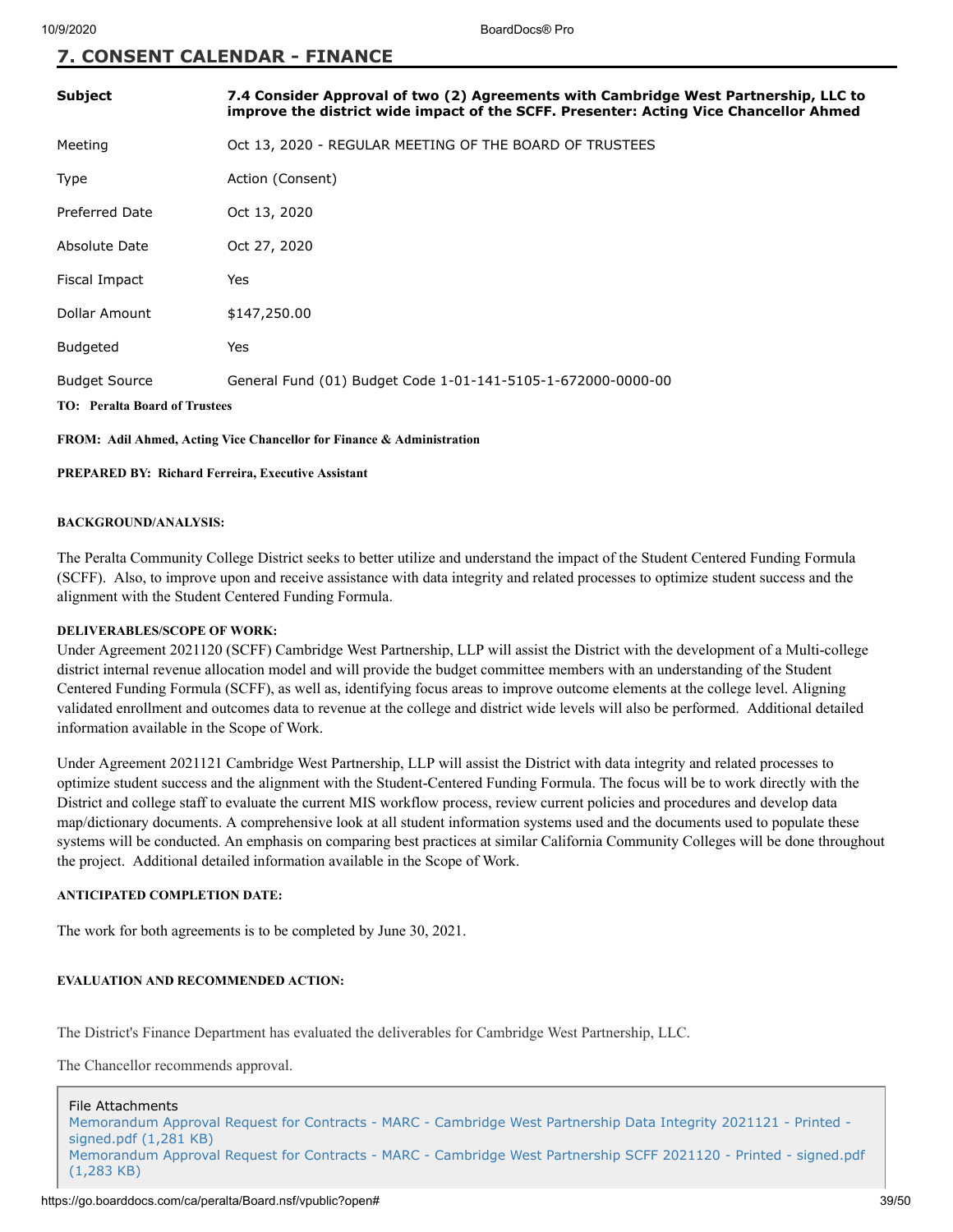## 7. CONSENT CALENDAR - FINANCE

| | |
|---|---|
| **Subject** | **7.4 Consider Approval of two (2) Agreements with Cambridge West Partnership, LLC to improve the district wide impact of the SCFF. Presenter: Acting Vice Chancellor Ahmed** |
| Meeting | Oct 13, 2020 - REGULAR MEETING OF THE BOARD OF TRUSTEES |
| Type | Action (Consent) |
| Preferred Date | Oct 13, 2020 |
| Absolute Date | Oct 27, 2020 |
| Fiscal Impact | Yes |
| Dollar Amount | $147,250.00 |
| Budgeted | Yes |
| Budget Source | General Fund (01) Budget Code 1-01-141-5105-1-672000-0000-00 |

**TO: Peralta Board of Trustees**

**FROM: Adil Ahmed, Acting Vice Chancellor for Finance & Administration**

**PREPARED BY: Richard Ferreira, Executive Assistant**

**BACKGROUND/ANALYSIS:**

The Peralta Community College District seeks to better utilize and understand the impact of the Student Centered Funding Formula (SCFF). Also, to improve upon and receive assistance with data integrity and related processes to optimize student success and the alignment with the Student Centered Funding Formula.

**DELIVERABLES/SCOPE OF WORK:**

Under Agreement 2021120 (SCFF) Cambridge West Partnership, LLP will assist the District with the development of a Multi-college district internal revenue allocation model and will provide the budget committee members with an understanding of the Student Centered Funding Formula (SCFF), as well as, identifying focus areas to improve outcome elements at the college level. Aligning validated enrollment and outcomes data to revenue at the college and district wide levels will also be performed. Additional detailed information available in the Scope of Work.

Under Agreement 2021121 Cambridge West Partnership, LLP will assist the District with data integrity and related processes to optimize student success and the alignment with the Student-Centered Funding Formula. The focus will be to work directly with the District and college staff to evaluate the current MIS workflow process, review current policies and procedures and develop data map/dictionary documents. A comprehensive look at all student information systems used and the documents used to populate these systems will be conducted. An emphasis on comparing best practices at similar California Community Colleges will be done throughout the project. Additional detailed information available in the Scope of Work.

**ANTICIPATED COMPLETION DATE:**

The work for both agreements is to be completed by June 30, 2021.

**EVALUATION AND RECOMMENDED ACTION:**

The District's Finance Department has evaluated the deliverables for Cambridge West Partnership, LLC.

The Chancellor recommends approval.

File Attachments

Memorandum Approval Request for Contracts - MARC - Cambridge West Partnership Data Integrity 2021121 - Printed - signed.pdf (1,281 KB)

Memorandum Approval Request for Contracts - MARC - Cambridge West Partnership SCFF 2021120 - Printed - signed.pdf (1,283 KB)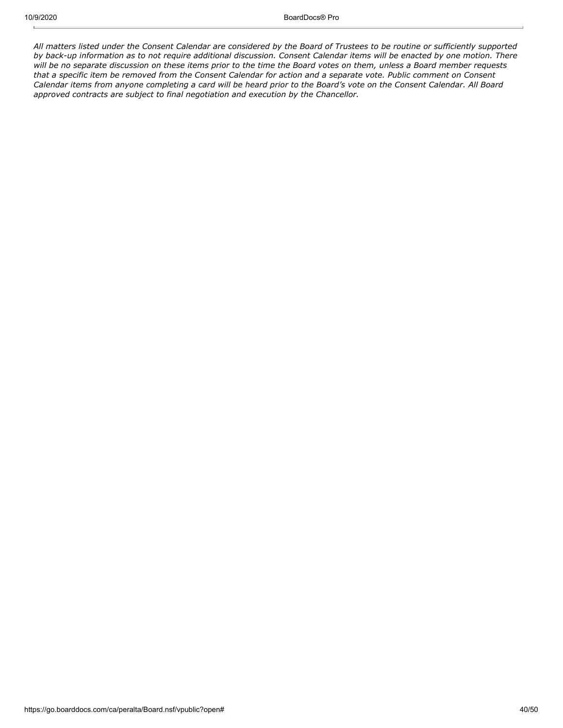*All matters listed under the Consent Calendar are considered by the Board of Trustees to be routine or sufficiently supported by back-up information as to not require additional discussion. Consent Calendar items will be enacted by one motion. There will be no separate discussion on these items prior to the time the Board votes on them, unless a Board member requests that a specific item be removed from the Consent Calendar for action and a separate vote. Public comment on Consent Calendar items from anyone completing a card will be heard prior to the Board's vote on the Consent Calendar. All Board approved contracts are subject to final negotiation and execution by the Chancellor.*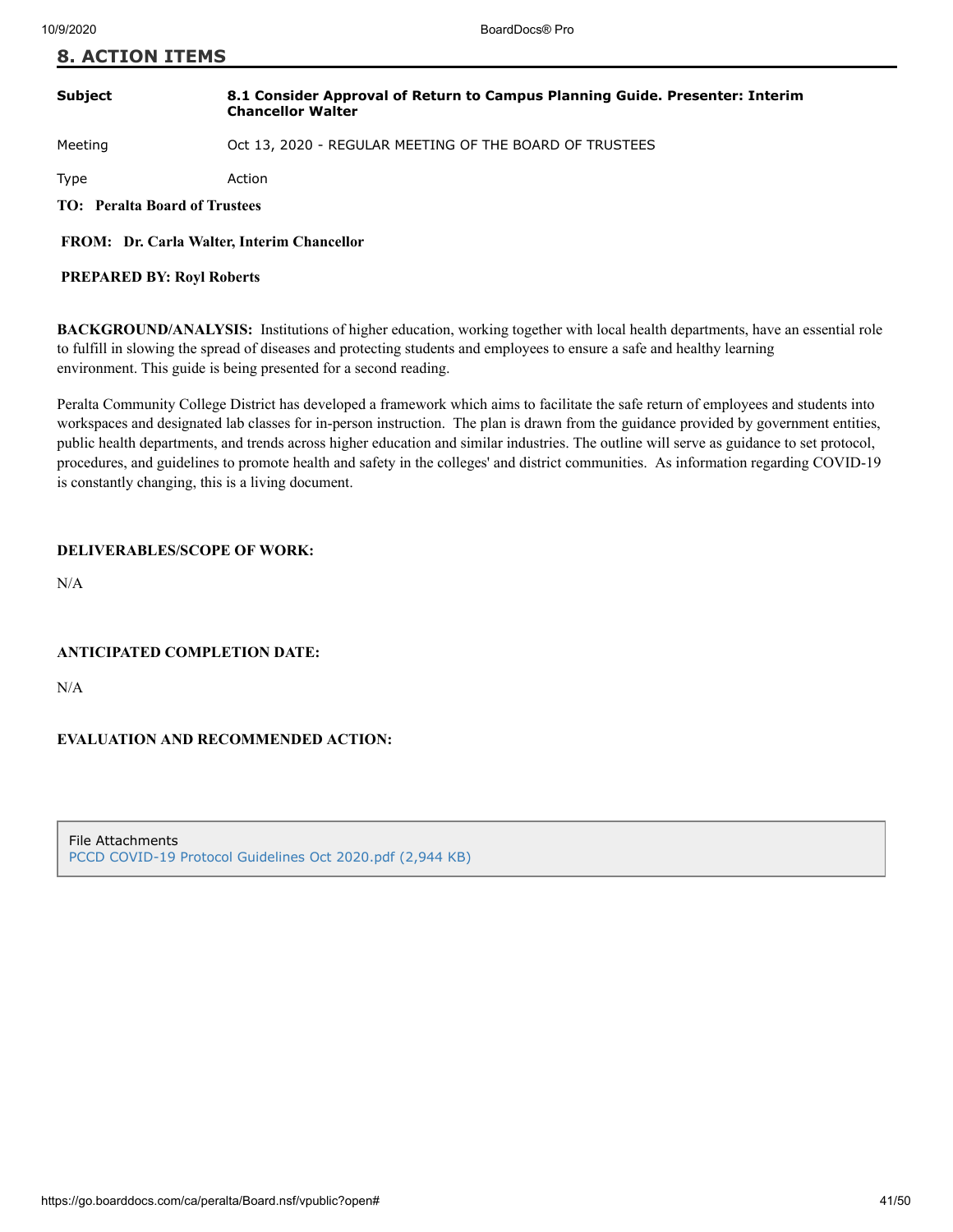## 8. ACTION ITEMS

| | |
|---|---|
| **Subject** | **8.1 Consider Approval of Return to Campus Planning Guide. Presenter: Interim Chancellor Walter** |
| Meeting | Oct 13, 2020 - REGULAR MEETING OF THE BOARD OF TRUSTEES |
| Type | Action |

**TO: Peralta Board of Trustees**

**FROM: Dr. Carla Walter, Interim Chancellor**

**PREPARED BY: Royl Roberts**

**BACKGROUND/ANALYSIS:** Institutions of higher education, working together with local health departments, have an essential role to fulfill in slowing the spread of diseases and protecting students and employees to ensure a safe and healthy learning environment. This guide is being presented for a second reading.

Peralta Community College District has developed a framework which aims to facilitate the safe return of employees and students into workspaces and designated lab classes for in-person instruction. The plan is drawn from the guidance provided by government entities, public health departments, and trends across higher education and similar industries. The outline will serve as guidance to set protocol, procedures, and guidelines to promote health and safety in the colleges' and district communities. As information regarding COVID-19 is constantly changing, this is a living document.

**DELIVERABLES/SCOPE OF WORK:**

N/A

**ANTICIPATED COMPLETION DATE:**

N/A

**EVALUATION AND RECOMMENDED ACTION:**

File Attachments
PCCD COVID-19 Protocol Guidelines Oct 2020.pdf (2,944 KB)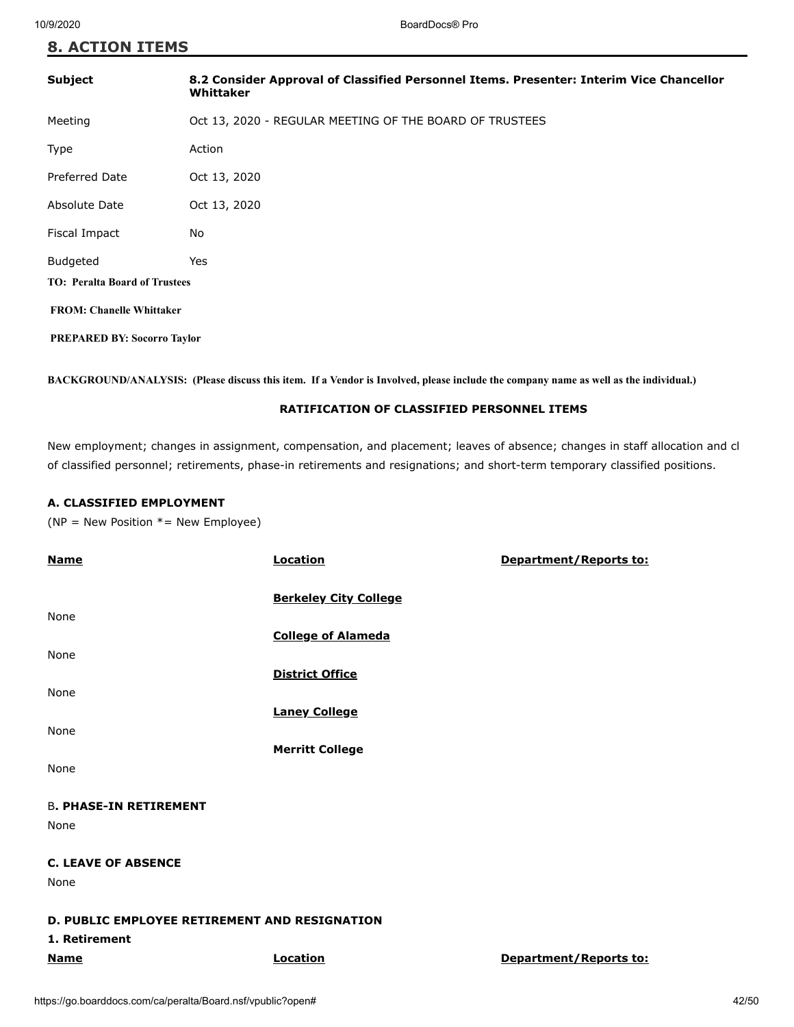## 8. ACTION ITEMS

| | |
|---|---|
| **Subject** | **8.2 Consider Approval of Classified Personnel Items. Presenter: Interim Vice Chancellor Whittaker** |
| Meeting | Oct 13, 2020 - REGULAR MEETING OF THE BOARD OF TRUSTEES |
| Type | Action |
| Preferred Date | Oct 13, 2020 |
| Absolute Date | Oct 13, 2020 |
| Fiscal Impact | No |
| Budgeted | Yes |

**TO: Peralta Board of Trustees**

**FROM: Chanelle Whittaker**

**PREPARED BY: Socorro Taylor**

**BACKGROUND/ANALYSIS: (Please discuss this item. If a Vendor is Involved, please include the company name as well as the individual.)**

**RATIFICATION OF CLASSIFIED PERSONNEL ITEMS**

New employment; changes in assignment, compensation, and placement; leaves of absence; changes in staff allocation and cl of classified personnel; retirements, phase-in retirements and resignations; and short-term temporary classified positions.

### A. CLASSIFIED EMPLOYMENT

(NP = New Position *= New Employee)

| Name | Location | Department/Reports to: |
|---|---|---|
| | **Berkeley City College** | |
| None | | |
| | **College of Alameda** | |
| None | | |
| | **District Office** | |
| None | | |
| | **Laney College** | |
| None | | |
| | **Merritt College** | |
| None | | |

### B. PHASE-IN RETIREMENT

None

### C. LEAVE OF ABSENCE

None

### D. PUBLIC EMPLOYEE RETIREMENT AND RESIGNATION

**1. Retirement**

| Name | Location | Department/Reports to: |
|---|---|---|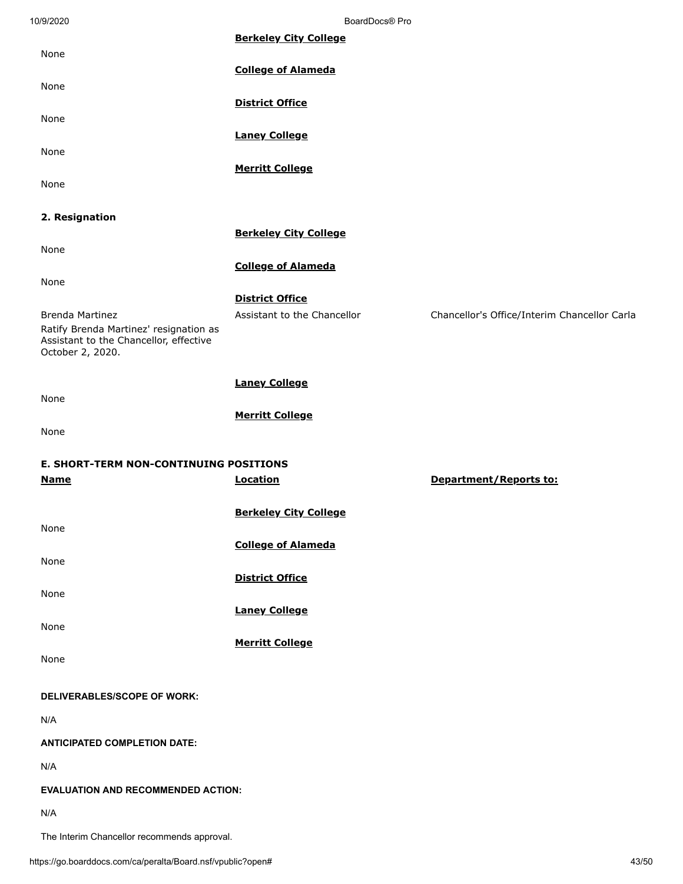| | | |
|---|---|---|
| | **Berkeley City College** | |
| None | | |
| | **College of Alameda** | |
| None | | |
| | **District Office** | |
| None | | |
| | **Laney College** | |
| None | | |
| | **Merritt College** | |
| None | | |

**2. Resignation**

| | | |
|---|---|---|
| | **Berkeley City College** | |
| None | | |
| | **College of Alameda** | |
| None | | |
| | **District Office** | |
| Brenda Martinez<br>Ratify Brenda Martinez' resignation as Assistant to the Chancellor, effective October 2, 2020. | Assistant to the Chancellor | Chancellor's Office/Interim Chancellor Carla |
| | **Laney College** | |
| None | | |
| | **Merritt College** | |
| None | | |

**E. SHORT-TERM NON-CONTINUING POSITIONS**

| Name | Location | Department/Reports to: |
|---|---|---|
| | **Berkeley City College** | |
| None | | |
| | **College of Alameda** | |
| None | | |
| | **District Office** | |
| None | | |
| | **Laney College** | |
| None | | |
| | **Merritt College** | |
| None | | |

**DELIVERABLES/SCOPE OF WORK:**

N/A

**ANTICIPATED COMPLETION DATE:**

N/A

**EVALUATION AND RECOMMENDED ACTION:**

N/A

The Interim Chancellor recommends approval.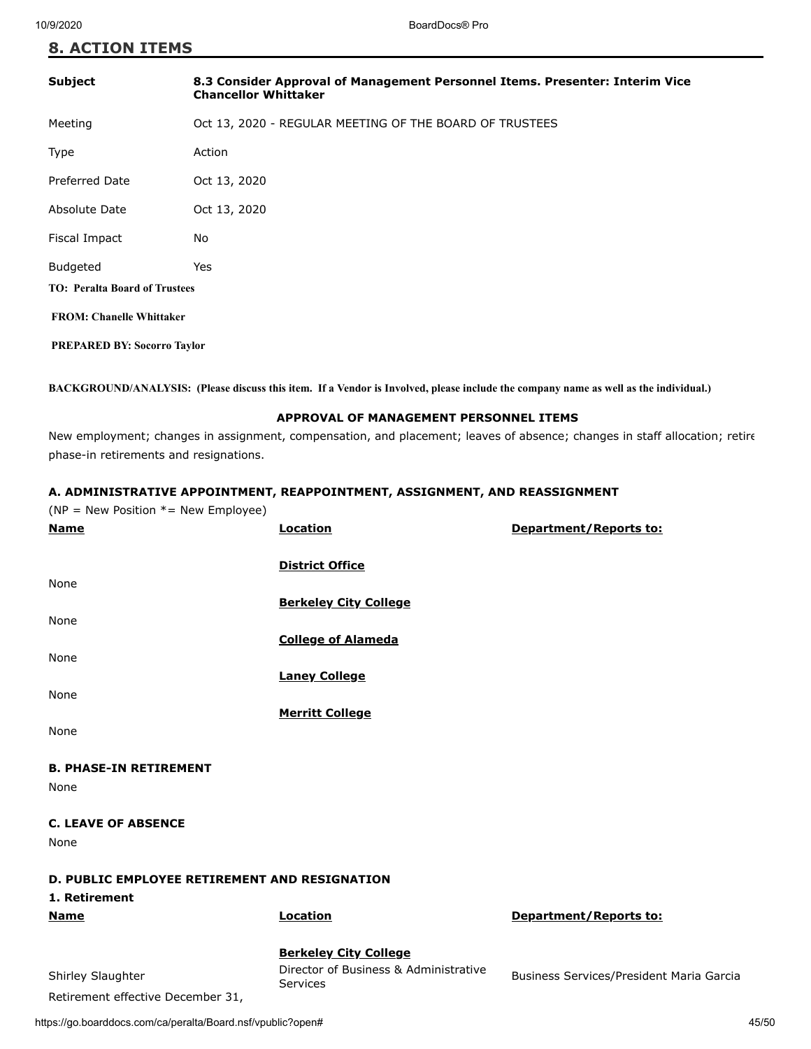## 8. ACTION ITEMS

| | |
|---|---|
| **Subject** | **8.3 Consider Approval of Management Personnel Items. Presenter: Interim Vice Chancellor Whittaker** |
| Meeting | Oct 13, 2020 - REGULAR MEETING OF THE BOARD OF TRUSTEES |
| Type | Action |
| Preferred Date | Oct 13, 2020 |
| Absolute Date | Oct 13, 2020 |
| Fiscal Impact | No |
| Budgeted | Yes |

**TO: Peralta Board of Trustees**

**FROM: Chanelle Whittaker**

**PREPARED BY: Socorro Taylor**

**BACKGROUND/ANALYSIS: (Please discuss this item. If a Vendor is Involved, please include the company name as well as the individual.)**

**APPROVAL OF MANAGEMENT PERSONNEL ITEMS**

New employment; changes in assignment, compensation, and placement; leaves of absence; changes in staff allocation; retire phase-in retirements and resignations.

### A. ADMINISTRATIVE APPOINTMENT, REAPPOINTMENT, ASSIGNMENT, AND REASSIGNMENT

(NP = New Position *= New Employee)

| Name | Location | Department/Reports to: |
|---|---|---|
| | **District Office** | |
| None | | |
| | **Berkeley City College** | |
| None | | |
| | **College of Alameda** | |
| None | | |
| | **Laney College** | |
| None | | |
| | **Merritt College** | |
| None | | |

### B. PHASE-IN RETIREMENT

None

### C. LEAVE OF ABSENCE

None

### D. PUBLIC EMPLOYEE RETIREMENT AND RESIGNATION

#### 1. Retirement

| Name | Location | Department/Reports to: |
|---|---|---|
| | **Berkeley City College** | |
| Shirley Slaughter | Director of Business & Administrative Services | Business Services/President Maria Garcia |
| Retirement effective December 31, | | |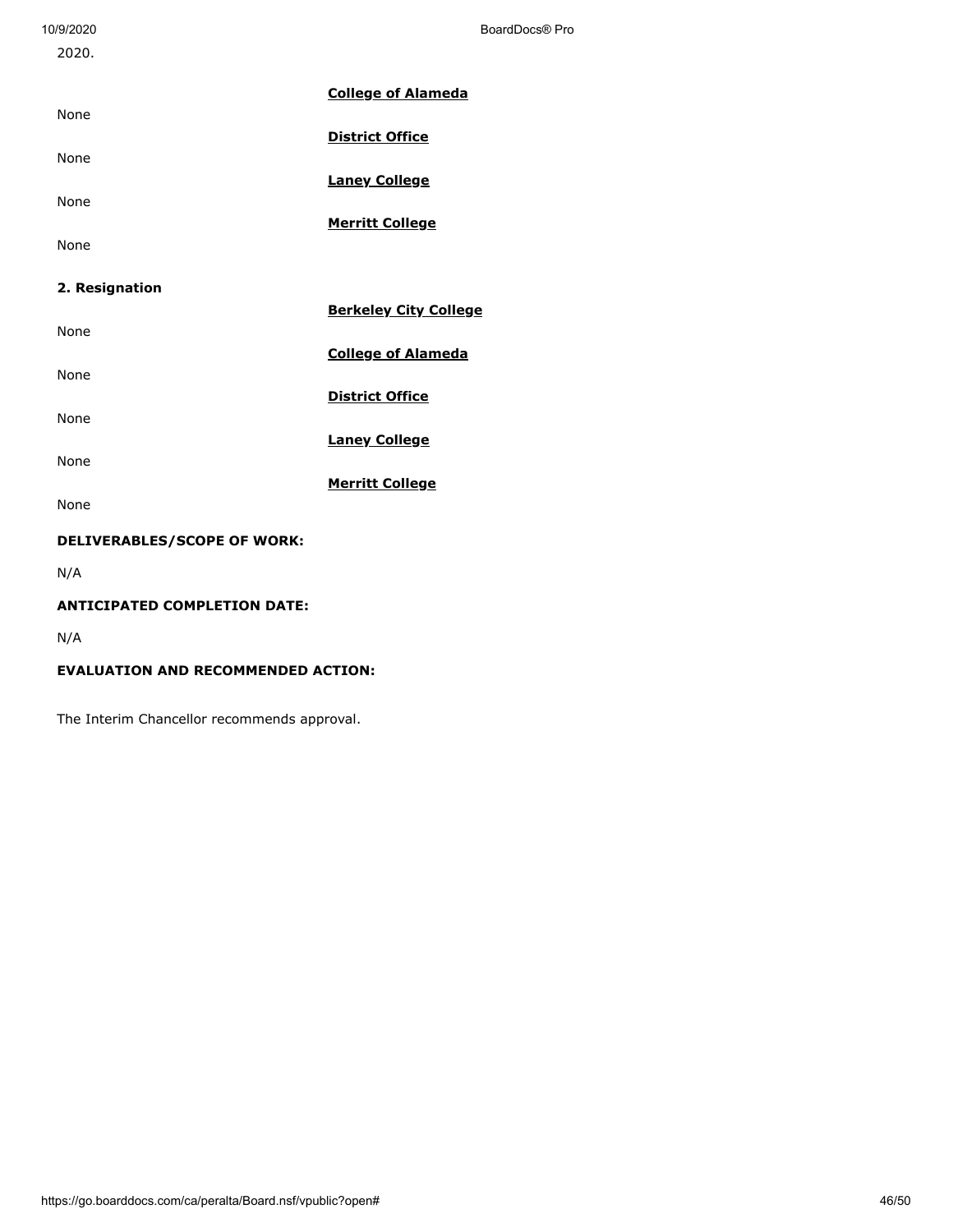2020.

**College of Alameda**

None

**District Office**

None

**Laney College**

None

**Merritt College**

None

**2. Resignation**

**Berkeley City College**

None

**College of Alameda**

None

**District Office**

None

**Laney College**

None

**Merritt College**

None

**DELIVERABLES/SCOPE OF WORK:**

N/A

**ANTICIPATED COMPLETION DATE:**

N/A

**EVALUATION AND RECOMMENDED ACTION:**

The Interim Chancellor recommends approval.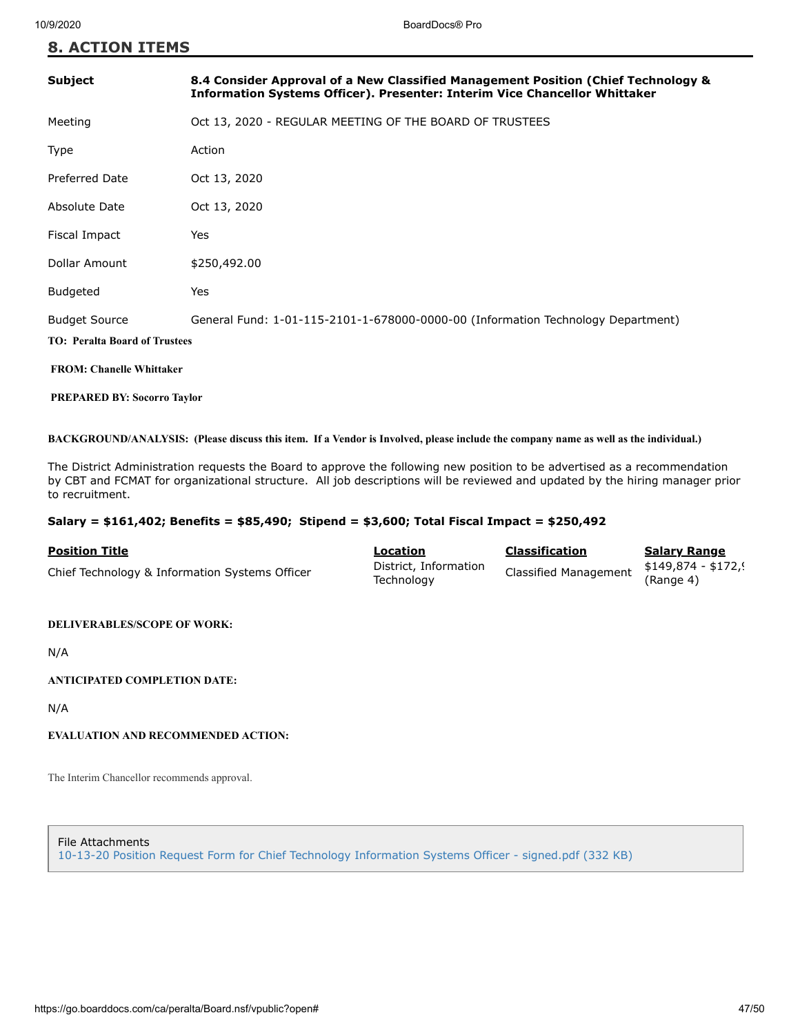## 8. ACTION ITEMS

| | |
|---|---|
| **Subject** | **8.4 Consider Approval of a New Classified Management Position (Chief Technology & Information Systems Officer). Presenter: Interim Vice Chancellor Whittaker** |
| Meeting | Oct 13, 2020 - REGULAR MEETING OF THE BOARD OF TRUSTEES |
| Type | Action |
| Preferred Date | Oct 13, 2020 |
| Absolute Date | Oct 13, 2020 |
| Fiscal Impact | Yes |
| Dollar Amount | $250,492.00 |
| Budgeted | Yes |
| Budget Source | General Fund: 1-01-115-2101-1-678000-0000-00 (Information Technology Department) |

**TO: Peralta Board of Trustees**

**FROM: Chanelle Whittaker**

**PREPARED BY: Socorro Taylor**

**BACKGROUND/ANALYSIS: (Please discuss this item. If a Vendor is Involved, please include the company name as well as the individual.)**

The District Administration requests the Board to approve the following new position to be advertised as a recommendation by CBT and FCMAT for organizational structure. All job descriptions will be reviewed and updated by the hiring manager prior to recruitment.

**Salary = $161,402; Benefits = $85,490; Stipend = $3,600; Total Fiscal Impact = $250,492**

| Position Title | Location | Classification | Salary Range |
|---|---|---|---|
| Chief Technology & Information Systems Officer | District, Information Technology | Classified Management | $149,874 - $172,( (Range 4) |

**DELIVERABLES/SCOPE OF WORK:**

N/A

**ANTICIPATED COMPLETION DATE:**

N/A

**EVALUATION AND RECOMMENDED ACTION:**

The Interim Chancellor recommends approval.

File Attachments
10-13-20 Position Request Form for Chief Technology Information Systems Officer - signed.pdf (332 KB)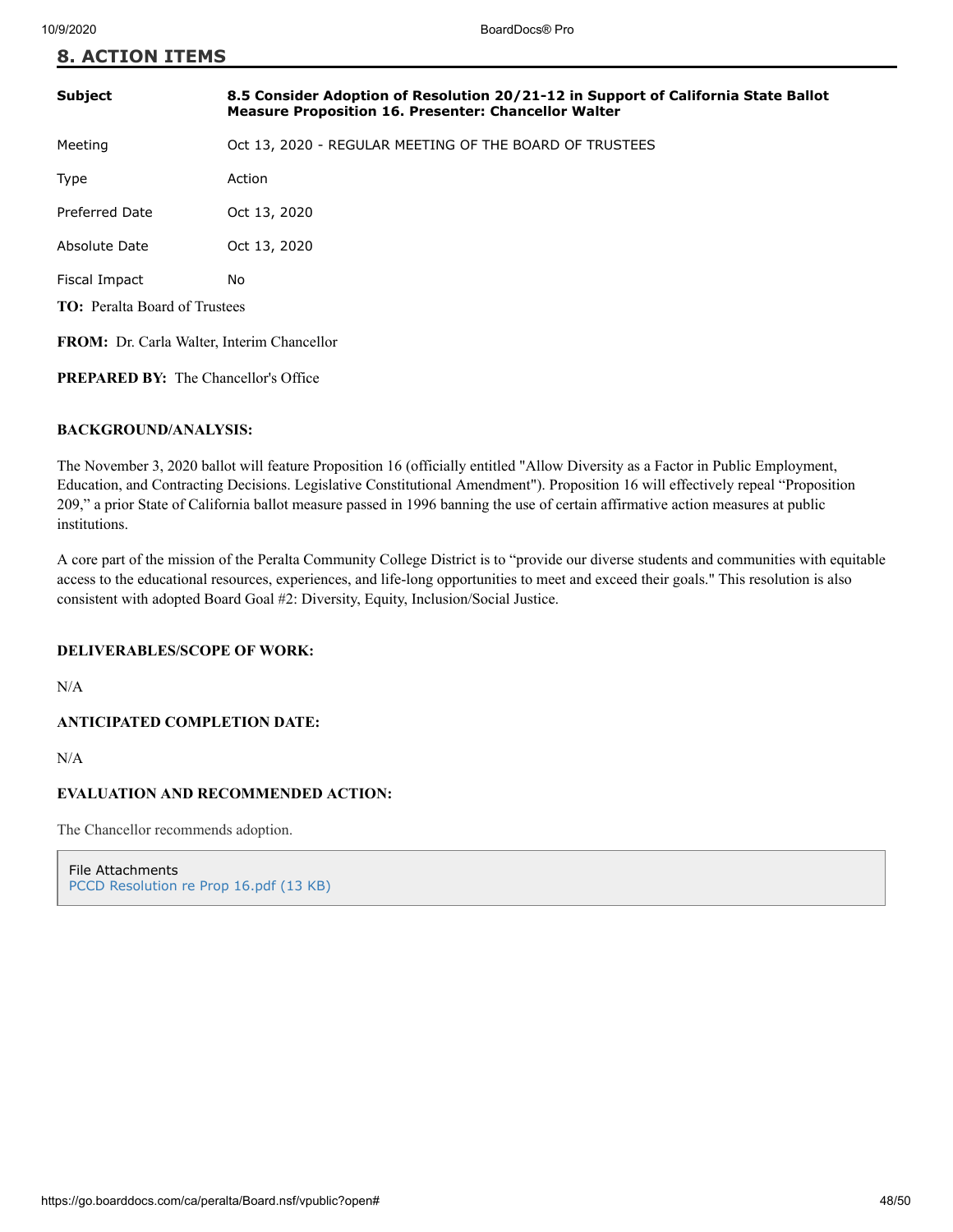## 8. ACTION ITEMS

| | |
|---|---|
| **Subject** | **8.5 Consider Adoption of Resolution 20/21-12 in Support of California State Ballot Measure Proposition 16. Presenter: Chancellor Walter** |
| Meeting | Oct 13, 2020 - REGULAR MEETING OF THE BOARD OF TRUSTEES |
| Type | Action |
| Preferred Date | Oct 13, 2020 |
| Absolute Date | Oct 13, 2020 |
| Fiscal Impact | No |

**TO:** Peralta Board of Trustees

**FROM:** Dr. Carla Walter, Interim Chancellor

**PREPARED BY:** The Chancellor's Office

**BACKGROUND/ANALYSIS:**

The November 3, 2020 ballot will feature Proposition 16 (officially entitled "Allow Diversity as a Factor in Public Employment, Education, and Contracting Decisions. Legislative Constitutional Amendment"). Proposition 16 will effectively repeal "Proposition 209," a prior State of California ballot measure passed in 1996 banning the use of certain affirmative action measures at public institutions.

A core part of the mission of the Peralta Community College District is to "provide our diverse students and communities with equitable access to the educational resources, experiences, and life-long opportunities to meet and exceed their goals." This resolution is also consistent with adopted Board Goal #2: Diversity, Equity, Inclusion/Social Justice.

**DELIVERABLES/SCOPE OF WORK:**

N/A

**ANTICIPATED COMPLETION DATE:**

N/A

**EVALUATION AND RECOMMENDED ACTION:**

The Chancellor recommends adoption.

File Attachments
PCCD Resolution re Prop 16.pdf (13 KB)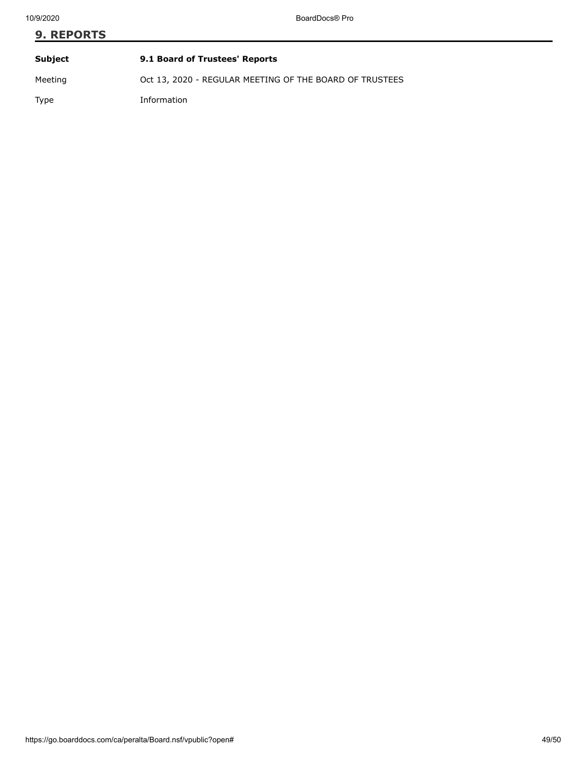## 9. REPORTS

| **Subject** | **9.1 Board of Trustees' Reports** |
|---|---|
| Meeting | Oct 13, 2020 - REGULAR MEETING OF THE BOARD OF TRUSTEES |
| Type | Information |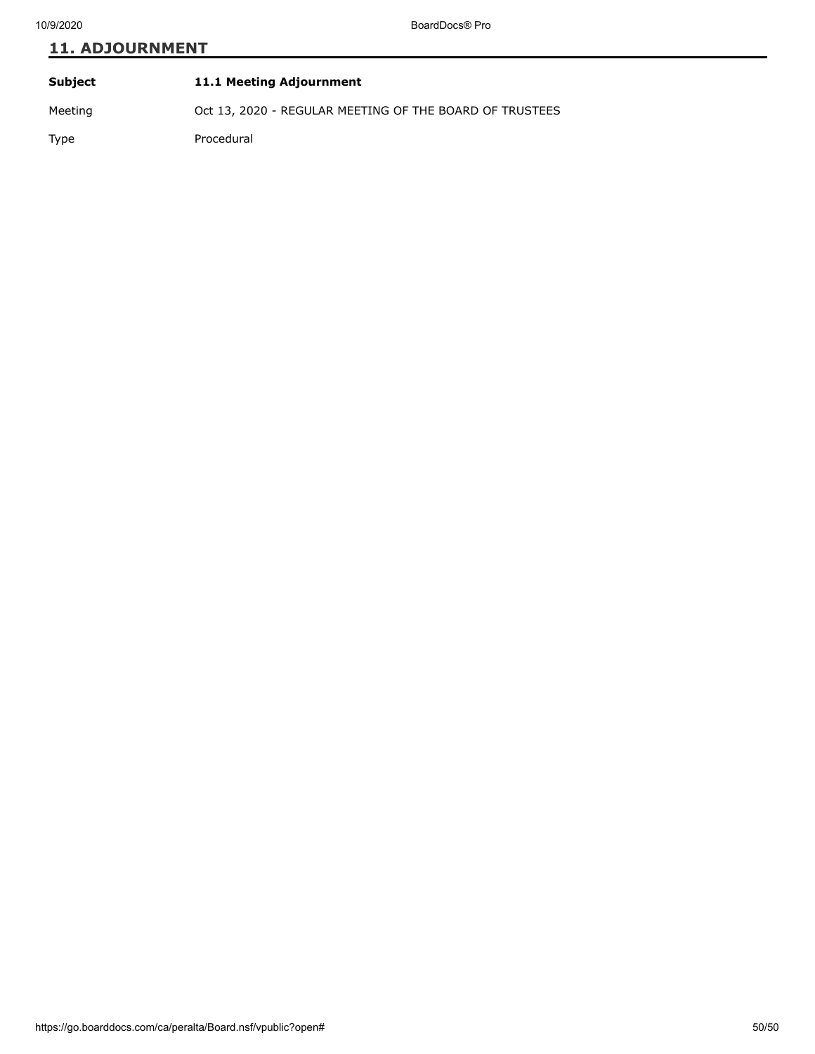## 11. ADJOURNMENT

| | |
|---|---|
| **Subject** | **11.1 Meeting Adjournment** |
| Meeting | Oct 13, 2020 - REGULAR MEETING OF THE BOARD OF TRUSTEES |
| Type | Procedural |